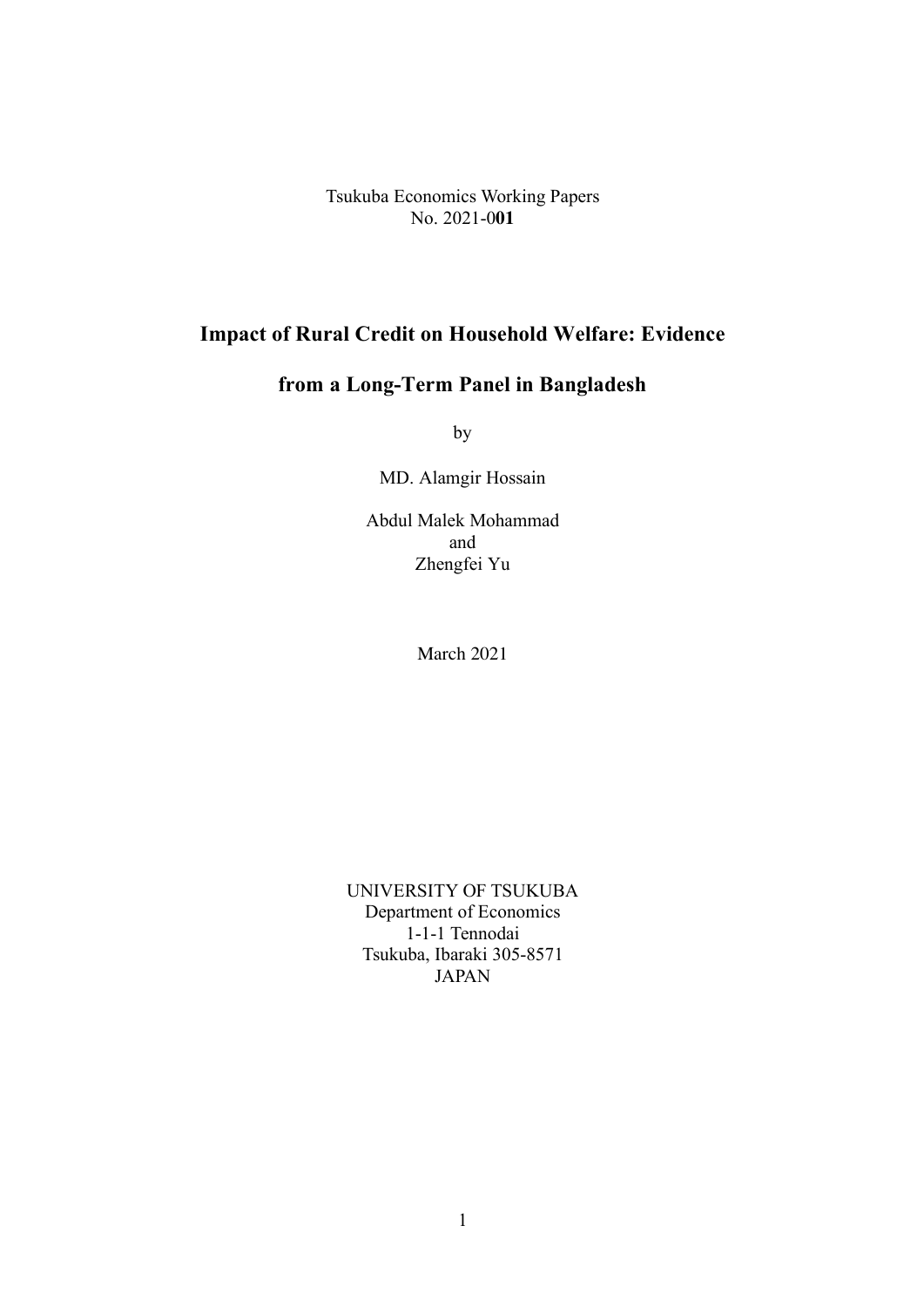Tsukuba Economics Working Papers
No. 2021-0**01**

# Impact of Rural Credit on Household Welfare: Evidence from a Long-Term Panel in Bangladesh

by

MD. Alamgir Hossain

Abdul Malek Mohammad
and
Zhengfei Yu

March 2021

UNIVERSITY OF TSUKUBA
Department of Economics
1-1-1 Tennodai
Tsukuba, Ibaraki 305-8571
JAPAN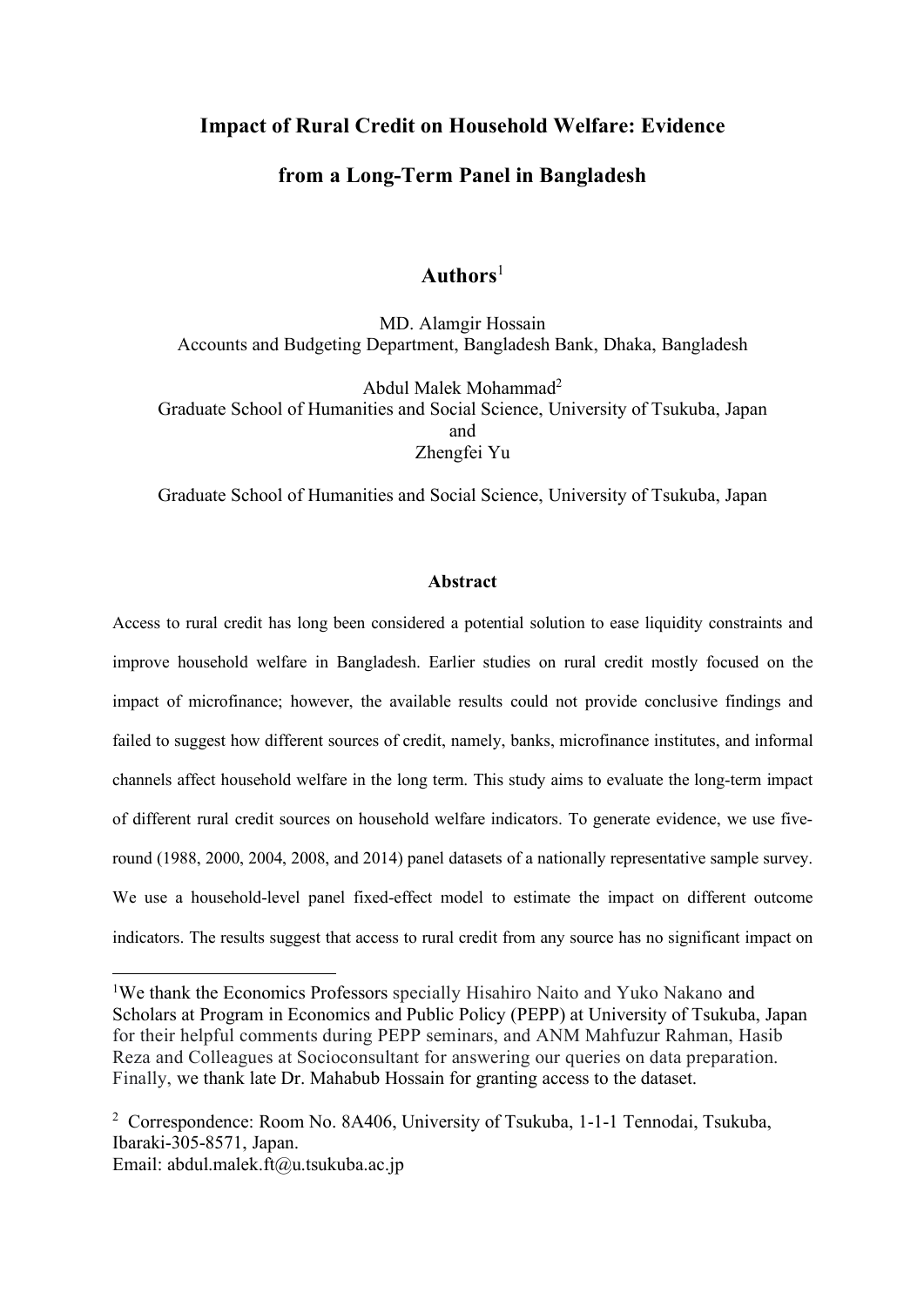# Impact of Rural Credit on Household Welfare: Evidence from a Long-Term Panel in Bangladesh

## Authors[1]

MD. Alamgir Hossain
Accounts and Budgeting Department, Bangladesh Bank, Dhaka, Bangladesh

Abdul Malek Mohammad[2]
Graduate School of Humanities and Social Science, University of Tsukuba, Japan
and
Zhengfei Yu

Graduate School of Humanities and Social Science, University of Tsukuba, Japan

### Abstract

Access to rural credit has long been considered a potential solution to ease liquidity constraints and improve household welfare in Bangladesh. Earlier studies on rural credit mostly focused on the impact of microfinance; however, the available results could not provide conclusive findings and failed to suggest how different sources of credit, namely, banks, microfinance institutes, and informal channels affect household welfare in the long term. This study aims to evaluate the long-term impact of different rural credit sources on household welfare indicators. To generate evidence, we use five-round (1988, 2000, 2004, 2008, and 2014) panel datasets of a nationally representative sample survey. We use a household-level panel fixed-effect model to estimate the impact on different outcome indicators. The results suggest that access to rural credit from any source has no significant impact on

---

[1]We thank the Economics Professors specially Hisahiro Naito and Yuko Nakano and Scholars at Program in Economics and Public Policy (PEPP) at University of Tsukuba, Japan for their helpful comments during PEPP seminars, and ANM Mahfuzur Rahman, Hasib Reza and Colleagues at Socioconsultant for answering our queries on data preparation. Finally, we thank late Dr. Mahabub Hossain for granting access to the dataset.

[2] Correspondence: Room No. 8A406, University of Tsukuba, 1-1-1 Tennodai, Tsukuba, Ibaraki-305-8571, Japan.
Email: abdul.malek.ft@u.tsukuba.ac.jp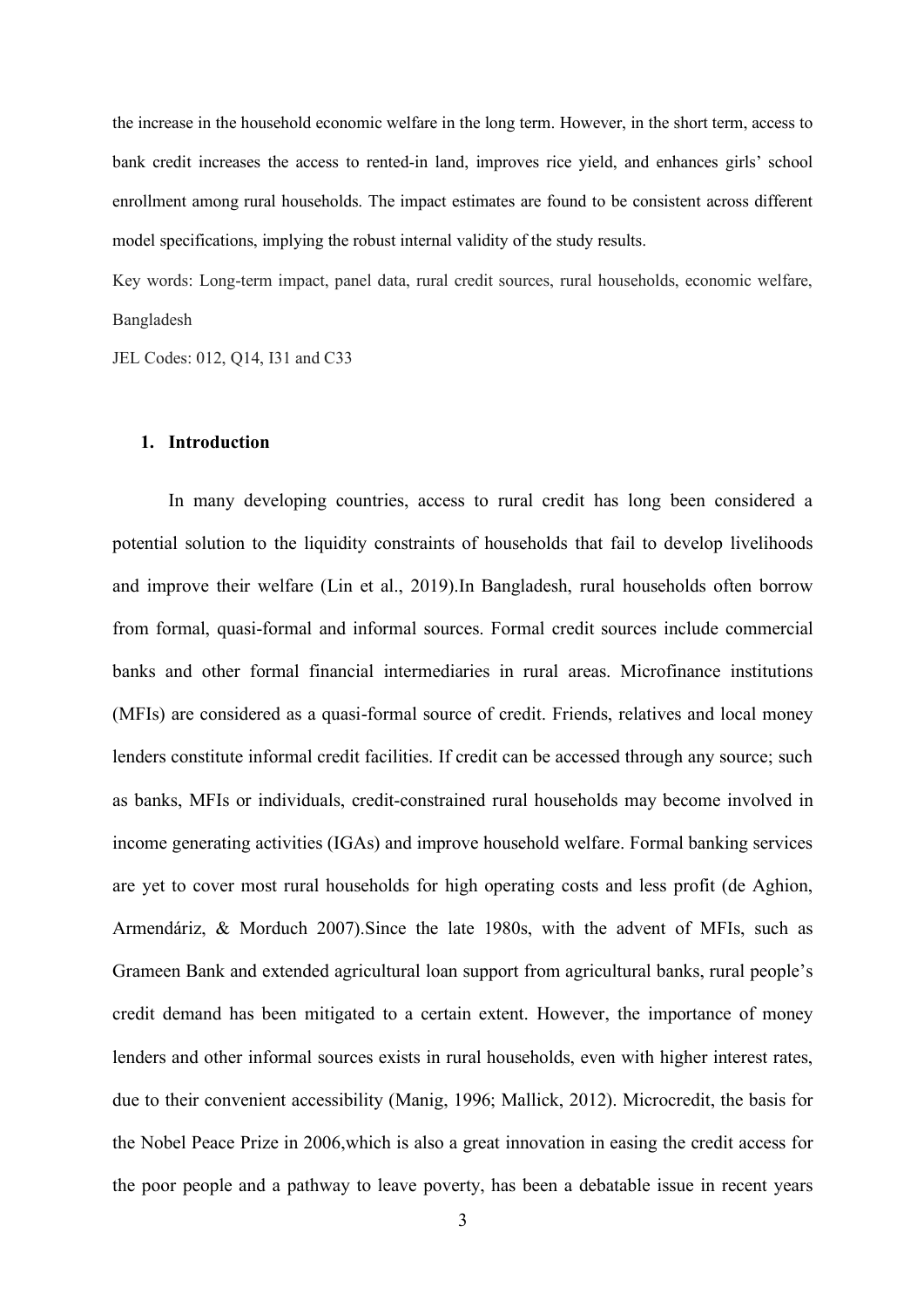the increase in the household economic welfare in the long term. However, in the short term, access to bank credit increases the access to rented-in land, improves rice yield, and enhances girls' school enrollment among rural households. The impact estimates are found to be consistent across different model specifications, implying the robust internal validity of the study results.

Key words: Long-term impact, panel data, rural credit sources, rural households, economic welfare, Bangladesh

JEL Codes: 012, Q14, I31 and C33

## 1. Introduction

In many developing countries, access to rural credit has long been considered a potential solution to the liquidity constraints of households that fail to develop livelihoods and improve their welfare (Lin et al., 2019).In Bangladesh, rural households often borrow from formal, quasi-formal and informal sources. Formal credit sources include commercial banks and other formal financial intermediaries in rural areas. Microfinance institutions (MFIs) are considered as a quasi-formal source of credit. Friends, relatives and local money lenders constitute informal credit facilities. If credit can be accessed through any source; such as banks, MFIs or individuals, credit-constrained rural households may become involved in income generating activities (IGAs) and improve household welfare. Formal banking services are yet to cover most rural households for high operating costs and less profit (de Aghion, Armendáriz, & Morduch 2007).Since the late 1980s, with the advent of MFIs, such as Grameen Bank and extended agricultural loan support from agricultural banks, rural people's credit demand has been mitigated to a certain extent. However, the importance of money lenders and other informal sources exists in rural households, even with higher interest rates, due to their convenient accessibility (Manig, 1996; Mallick, 2012). Microcredit, the basis for the Nobel Peace Prize in 2006,which is also a great innovation in easing the credit access for the poor people and a pathway to leave poverty, has been a debatable issue in recent years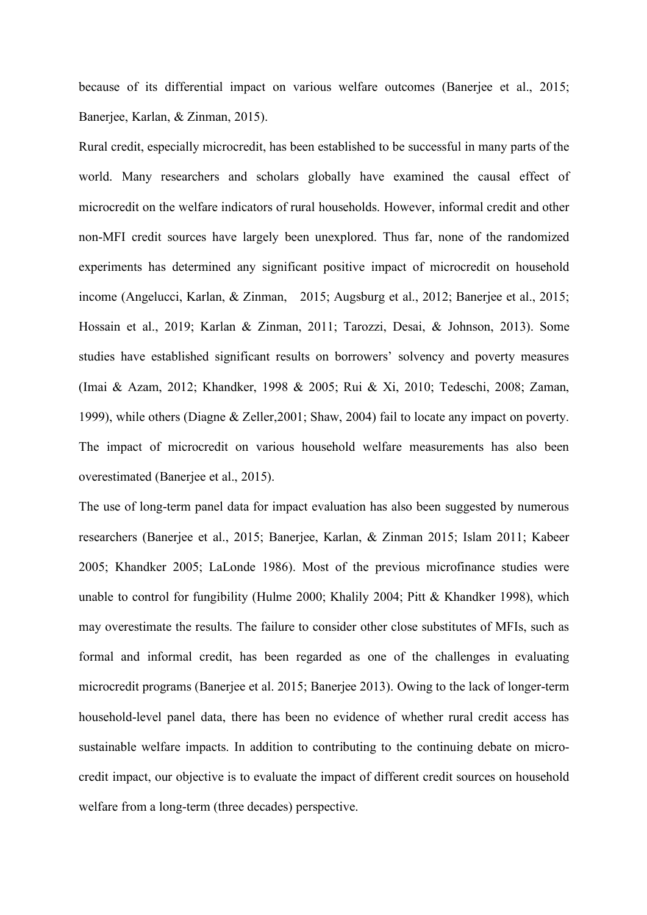because of its differential impact on various welfare outcomes (Banerjee et al., 2015; Banerjee, Karlan, & Zinman, 2015).

Rural credit, especially microcredit, has been established to be successful in many parts of the world. Many researchers and scholars globally have examined the causal effect of microcredit on the welfare indicators of rural households. However, informal credit and other non-MFI credit sources have largely been unexplored. Thus far, none of the randomized experiments has determined any significant positive impact of microcredit on household income (Angelucci, Karlan, & Zinman, 2015; Augsburg et al., 2012; Banerjee et al., 2015; Hossain et al., 2019; Karlan & Zinman, 2011; Tarozzi, Desai, & Johnson, 2013). Some studies have established significant results on borrowers' solvency and poverty measures (Imai & Azam, 2012; Khandker, 1998 & 2005; Rui & Xi, 2010; Tedeschi, 2008; Zaman, 1999), while others (Diagne & Zeller,2001; Shaw, 2004) fail to locate any impact on poverty. The impact of microcredit on various household welfare measurements has also been overestimated (Banerjee et al., 2015).

The use of long-term panel data for impact evaluation has also been suggested by numerous researchers (Banerjee et al., 2015; Banerjee, Karlan, & Zinman 2015; Islam 2011; Kabeer 2005; Khandker 2005; LaLonde 1986). Most of the previous microfinance studies were unable to control for fungibility (Hulme 2000; Khalily 2004; Pitt & Khandker 1998), which may overestimate the results. The failure to consider other close substitutes of MFIs, such as formal and informal credit, has been regarded as one of the challenges in evaluating microcredit programs (Banerjee et al. 2015; Banerjee 2013). Owing to the lack of longer-term household-level panel data, there has been no evidence of whether rural credit access has sustainable welfare impacts. In addition to contributing to the continuing debate on micro-credit impact, our objective is to evaluate the impact of different credit sources on household welfare from a long-term (three decades) perspective.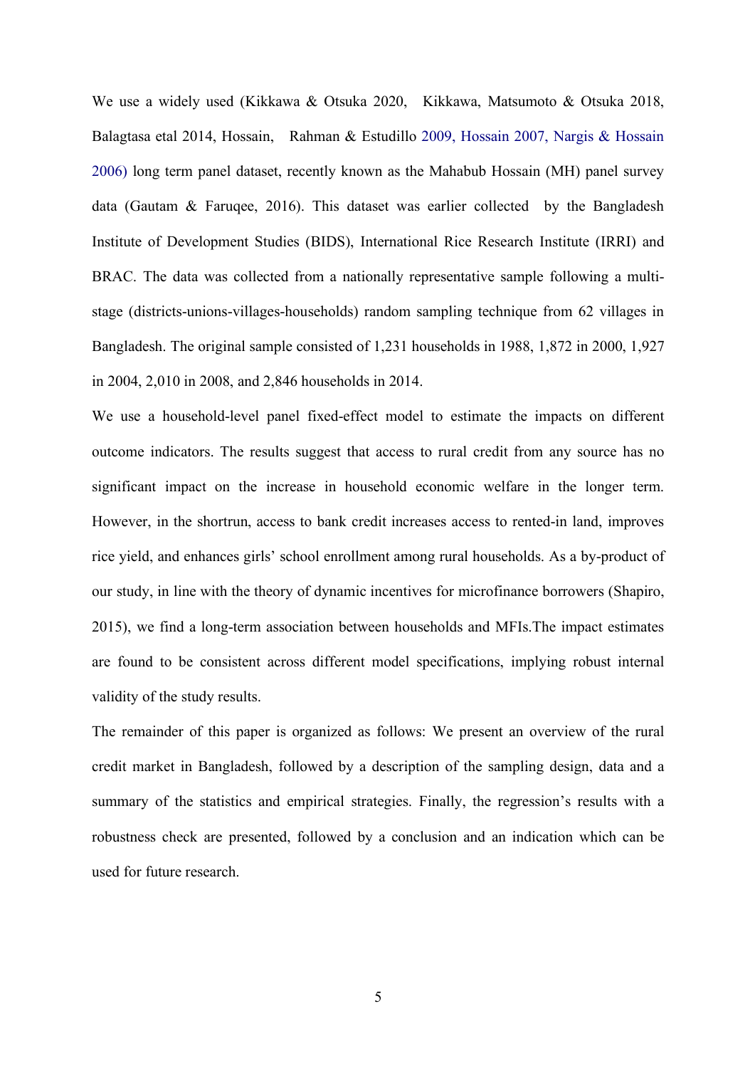We use a widely used (Kikkawa & Otsuka 2020, Kikkawa, Matsumoto & Otsuka 2018, Balagtasa etal 2014, Hossain, Rahman & Estudillo 2009, Hossain 2007, Nargis & Hossain 2006) long term panel dataset, recently known as the Mahabub Hossain (MH) panel survey data (Gautam & Faruqee, 2016). This dataset was earlier collected by the Bangladesh Institute of Development Studies (BIDS), International Rice Research Institute (IRRI) and BRAC. The data was collected from a nationally representative sample following a multi-stage (districts-unions-villages-households) random sampling technique from 62 villages in Bangladesh. The original sample consisted of 1,231 households in 1988, 1,872 in 2000, 1,927 in 2004, 2,010 in 2008, and 2,846 households in 2014.

We use a household-level panel fixed-effect model to estimate the impacts on different outcome indicators. The results suggest that access to rural credit from any source has no significant impact on the increase in household economic welfare in the longer term. However, in the shortrun, access to bank credit increases access to rented-in land, improves rice yield, and enhances girls' school enrollment among rural households. As a by-product of our study, in line with the theory of dynamic incentives for microfinance borrowers (Shapiro, 2015), we find a long-term association between households and MFIs.The impact estimates are found to be consistent across different model specifications, implying robust internal validity of the study results.

The remainder of this paper is organized as follows: We present an overview of the rural credit market in Bangladesh, followed by a description of the sampling design, data and a summary of the statistics and empirical strategies. Finally, the regression's results with a robustness check are presented, followed by a conclusion and an indication which can be used for future research.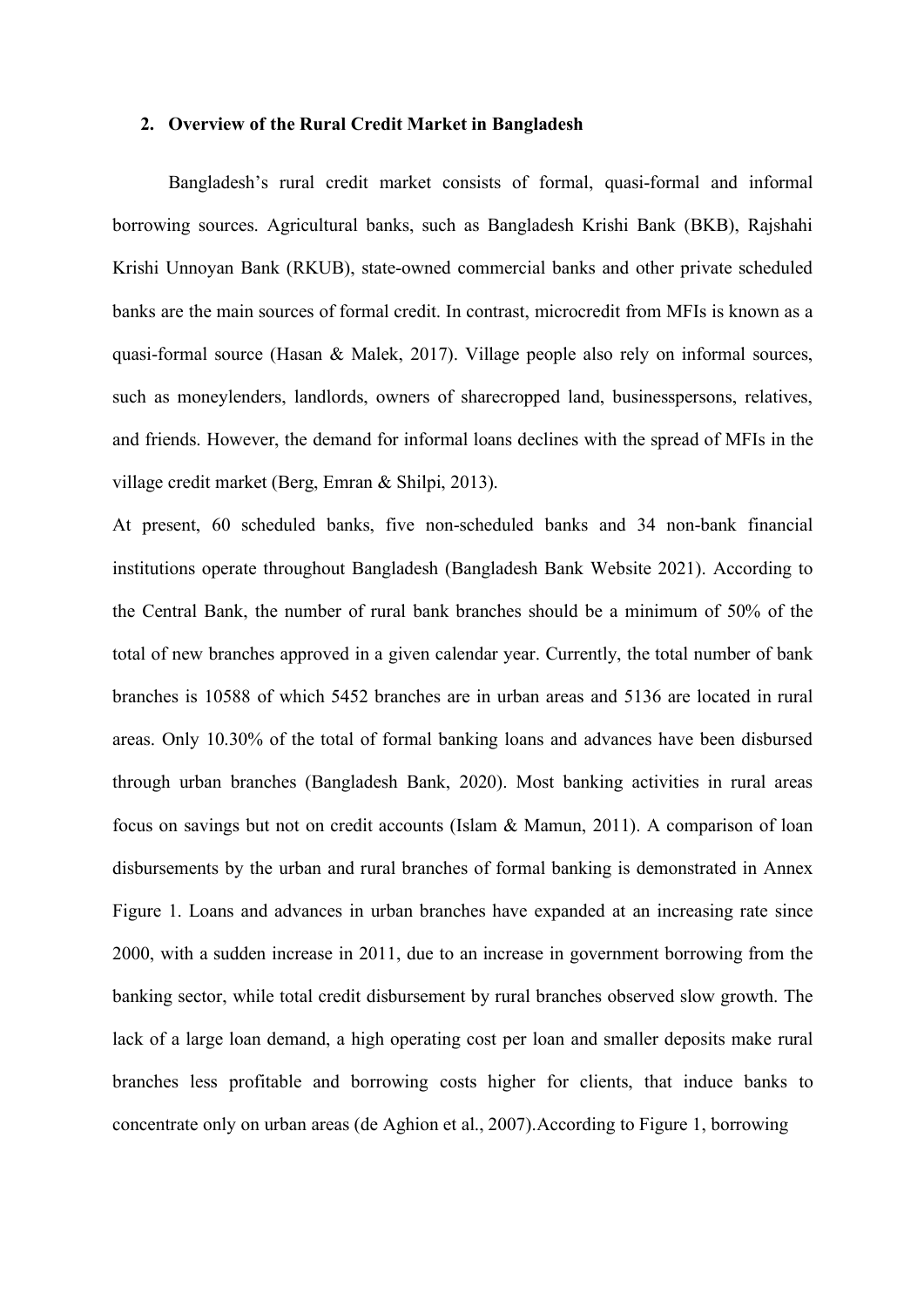## 2. Overview of the Rural Credit Market in Bangladesh

Bangladesh's rural credit market consists of formal, quasi-formal and informal borrowing sources. Agricultural banks, such as Bangladesh Krishi Bank (BKB), Rajshahi Krishi Unnoyan Bank (RKUB), state-owned commercial banks and other private scheduled banks are the main sources of formal credit. In contrast, microcredit from MFIs is known as a quasi-formal source (Hasan & Malek, 2017). Village people also rely on informal sources, such as moneylenders, landlords, owners of sharecropped land, businesspersons, relatives, and friends. However, the demand for informal loans declines with the spread of MFIs in the village credit market (Berg, Emran & Shilpi, 2013).

At present, 60 scheduled banks, five non-scheduled banks and 34 non-bank financial institutions operate throughout Bangladesh (Bangladesh Bank Website 2021). According to the Central Bank, the number of rural bank branches should be a minimum of 50% of the total of new branches approved in a given calendar year. Currently, the total number of bank branches is 10588 of which 5452 branches are in urban areas and 5136 are located in rural areas. Only 10.30% of the total of formal banking loans and advances have been disbursed through urban branches (Bangladesh Bank, 2020). Most banking activities in rural areas focus on savings but not on credit accounts (Islam & Mamun, 2011). A comparison of loan disbursements by the urban and rural branches of formal banking is demonstrated in Annex Figure 1. Loans and advances in urban branches have expanded at an increasing rate since 2000, with a sudden increase in 2011, due to an increase in government borrowing from the banking sector, while total credit disbursement by rural branches observed slow growth. The lack of a large loan demand, a high operating cost per loan and smaller deposits make rural branches less profitable and borrowing costs higher for clients, that induce banks to concentrate only on urban areas (de Aghion et al., 2007).According to Figure 1, borrowing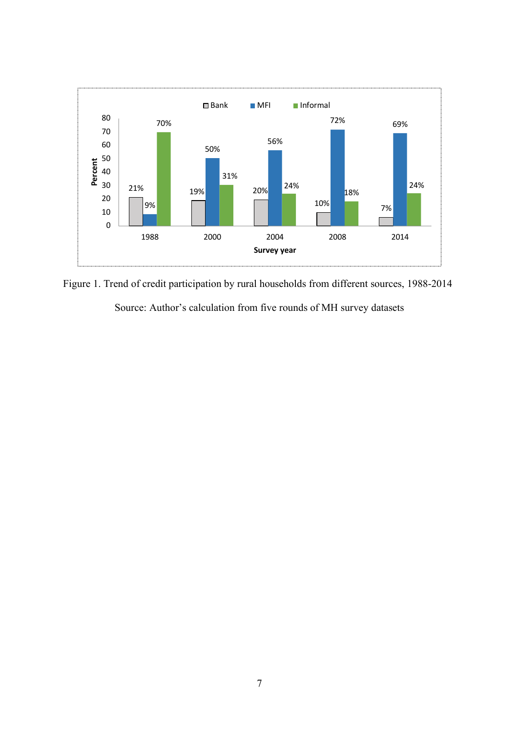Figure 1. Trend of credit participation by rural households from different sources, 1988-2014

Source: Author's calculation from five rounds of MH survey datasets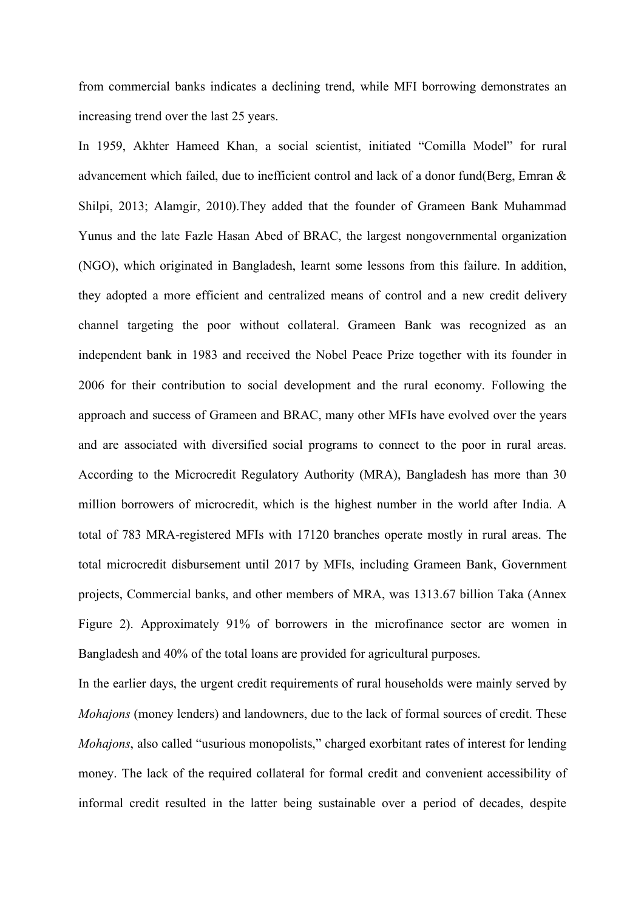from commercial banks indicates a declining trend, while MFI borrowing demonstrates an increasing trend over the last 25 years.

In 1959, Akhter Hameed Khan, a social scientist, initiated "Comilla Model" for rural advancement which failed, due to inefficient control and lack of a donor fund(Berg, Emran & Shilpi, 2013; Alamgir, 2010).They added that the founder of Grameen Bank Muhammad Yunus and the late Fazle Hasan Abed of BRAC, the largest nongovernmental organization (NGO), which originated in Bangladesh, learnt some lessons from this failure. In addition, they adopted a more efficient and centralized means of control and a new credit delivery channel targeting the poor without collateral. Grameen Bank was recognized as an independent bank in 1983 and received the Nobel Peace Prize together with its founder in 2006 for their contribution to social development and the rural economy. Following the approach and success of Grameen and BRAC, many other MFIs have evolved over the years and are associated with diversified social programs to connect to the poor in rural areas. According to the Microcredit Regulatory Authority (MRA), Bangladesh has more than 30 million borrowers of microcredit, which is the highest number in the world after India. A total of 783 MRA-registered MFIs with 17120 branches operate mostly in rural areas. The total microcredit disbursement until 2017 by MFIs, including Grameen Bank, Government projects, Commercial banks, and other members of MRA, was 1313.67 billion Taka (Annex Figure 2). Approximately 91% of borrowers in the microfinance sector are women in Bangladesh and 40% of the total loans are provided for agricultural purposes.

In the earlier days, the urgent credit requirements of rural households were mainly served by *Mohajons* (money lenders) and landowners, due to the lack of formal sources of credit. These *Mohajons*, also called "usurious monopolists," charged exorbitant rates of interest for lending money. The lack of the required collateral for formal credit and convenient accessibility of informal credit resulted in the latter being sustainable over a period of decades, despite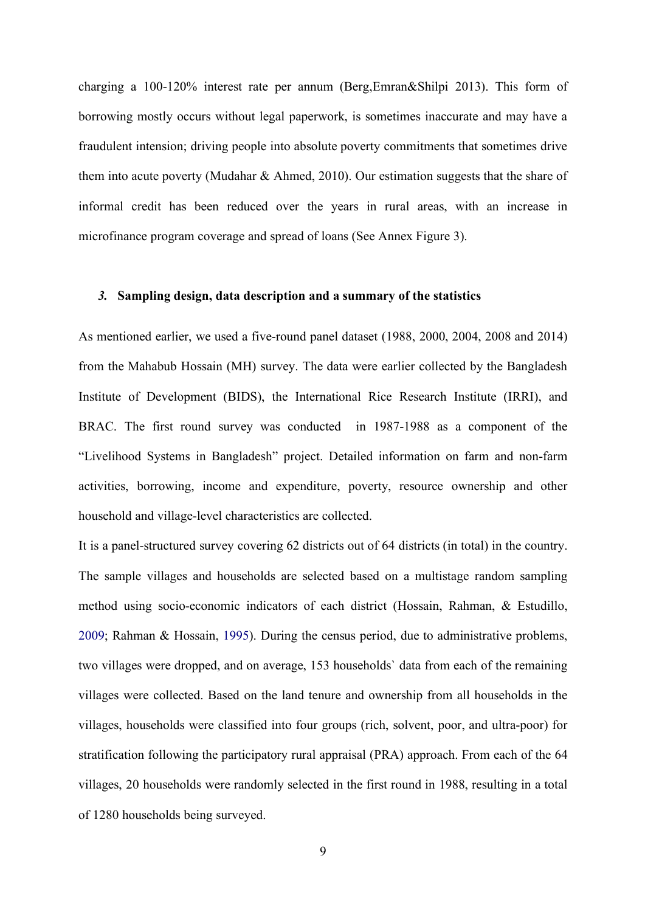charging a 100-120% interest rate per annum (Berg,Emran&Shilpi 2013). This form of borrowing mostly occurs without legal paperwork, is sometimes inaccurate and may have a fraudulent intension; driving people into absolute poverty commitments that sometimes drive them into acute poverty (Mudahar & Ahmed, 2010). Our estimation suggests that the share of informal credit has been reduced over the years in rural areas, with an increase in microfinance program coverage and spread of loans (See Annex Figure 3).

### *3.* Sampling design, data description and a summary of the statistics

As mentioned earlier, we used a five-round panel dataset (1988, 2000, 2004, 2008 and 2014) from the Mahabub Hossain (MH) survey. The data were earlier collected by the Bangladesh Institute of Development (BIDS), the International Rice Research Institute (IRRI), and BRAC. The first round survey was conducted in 1987-1988 as a component of the "Livelihood Systems in Bangladesh" project. Detailed information on farm and non-farm activities, borrowing, income and expenditure, poverty, resource ownership and other household and village-level characteristics are collected.

It is a panel-structured survey covering 62 districts out of 64 districts (in total) in the country. The sample villages and households are selected based on a multistage random sampling method using socio-economic indicators of each district (Hossain, Rahman, & Estudillo, 2009; Rahman & Hossain, 1995). During the census period, due to administrative problems, two villages were dropped, and on average, 153 households` data from each of the remaining villages were collected. Based on the land tenure and ownership from all households in the villages, households were classified into four groups (rich, solvent, poor, and ultra-poor) for stratification following the participatory rural appraisal (PRA) approach. From each of the 64 villages, 20 households were randomly selected in the first round in 1988, resulting in a total of 1280 households being surveyed.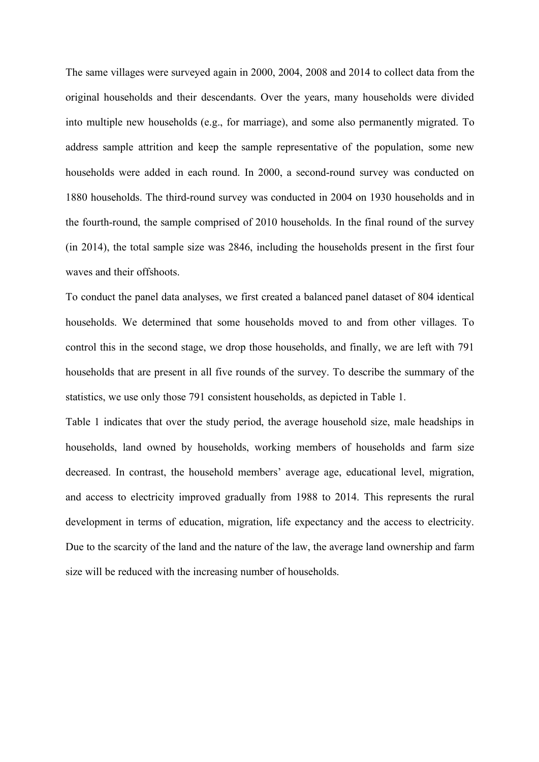The same villages were surveyed again in 2000, 2004, 2008 and 2014 to collect data from the original households and their descendants. Over the years, many households were divided into multiple new households (e.g., for marriage), and some also permanently migrated. To address sample attrition and keep the sample representative of the population, some new households were added in each round. In 2000, a second-round survey was conducted on 1880 households. The third-round survey was conducted in 2004 on 1930 households and in the fourth-round, the sample comprised of 2010 households. In the final round of the survey (in 2014), the total sample size was 2846, including the households present in the first four waves and their offshoots.

To conduct the panel data analyses, we first created a balanced panel dataset of 804 identical households. We determined that some households moved to and from other villages. To control this in the second stage, we drop those households, and finally, we are left with 791 households that are present in all five rounds of the survey. To describe the summary of the statistics, we use only those 791 consistent households, as depicted in Table 1.

Table 1 indicates that over the study period, the average household size, male headships in households, land owned by households, working members of households and farm size decreased. In contrast, the household members' average age, educational level, migration, and access to electricity improved gradually from 1988 to 2014. This represents the rural development in terms of education, migration, life expectancy and the access to electricity. Due to the scarcity of the land and the nature of the law, the average land ownership and farm size will be reduced with the increasing number of households.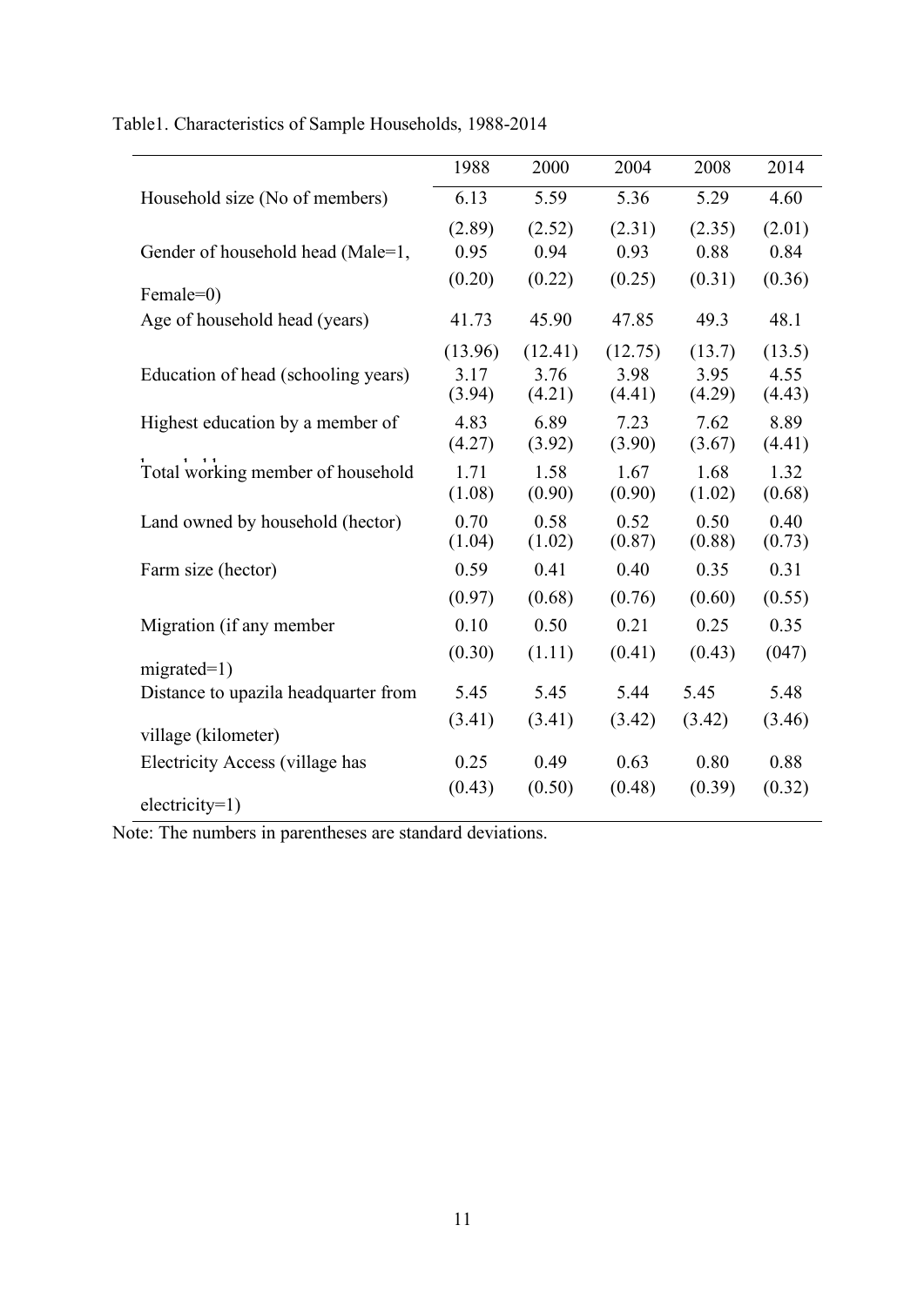Table1. Characteristics of Sample Households, 1988-2014

| | 1988 | 2000 | 2004 | 2008 | 2014 |
|---|---|---|---|---|---|
| Household size (No of members) | 6.13 | 5.59 | 5.36 | 5.29 | 4.60 |
| | (2.89) | (2.52) | (2.31) | (2.35) | (2.01) |
| Gender of household head (Male=1, Female=0) | 0.95 | 0.94 | 0.93 | 0.88 | 0.84 |
| | (0.20) | (0.22) | (0.25) | (0.31) | (0.36) |
| Age of household head (years) | 41.73 | 45.90 | 47.85 | 49.3 | 48.1 |
| | (13.96) | (12.41) | (12.75) | (13.7) | (13.5) |
| Education of head (schooling years) | 3.17 | 3.76 | 3.98 | 3.95 | 4.55 |
| | (3.94) | (4.21) | (4.41) | (4.29) | (4.43) |
| Highest education by a member of household | 4.83 | 6.89 | 7.23 | 7.62 | 8.89 |
| | (4.27) | (3.92) | (3.90) | (3.67) | (4.41) |
| Total working member of household | 1.71 | 1.58 | 1.67 | 1.68 | 1.32 |
| | (1.08) | (0.90) | (0.90) | (1.02) | (0.68) |
| Land owned by household (hector) | 0.70 | 0.58 | 0.52 | 0.50 | 0.40 |
| | (1.04) | (1.02) | (0.87) | (0.88) | (0.73) |
| Farm size (hector) | 0.59 | 0.41 | 0.40 | 0.35 | 0.31 |
| | (0.97) | (0.68) | (0.76) | (0.60) | (0.55) |
| Migration (if any member migrated=1) | 0.10 | 0.50 | 0.21 | 0.25 | 0.35 |
| | (0.30) | (1.11) | (0.41) | (0.43) | (047) |
| Distance to upazila headquarter from village (kilometer) | 5.45 | 5.45 | 5.44 | 5.45 | 5.48 |
| | (3.41) | (3.41) | (3.42) | (3.42) | (3.46) |
| Electricity Access (village has electricity=1) | 0.25 | 0.49 | 0.63 | 0.80 | 0.88 |
| | (0.43) | (0.50) | (0.48) | (0.39) | (0.32) |

Note: The numbers in parentheses are standard deviations.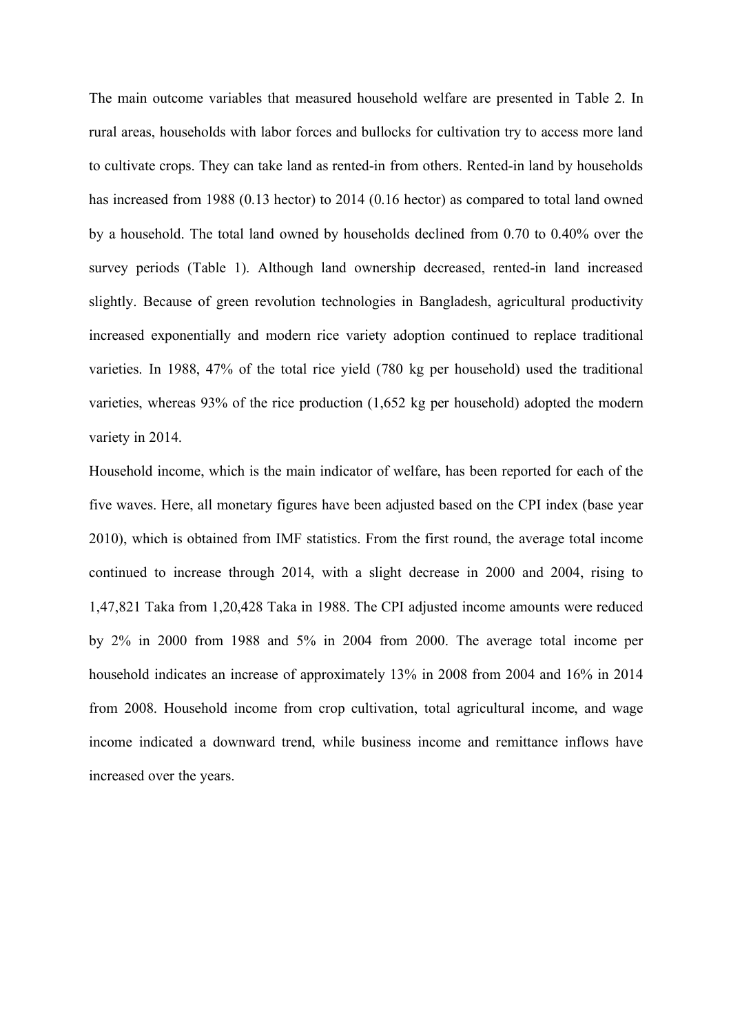The main outcome variables that measured household welfare are presented in Table 2. In rural areas, households with labor forces and bullocks for cultivation try to access more land to cultivate crops. They can take land as rented-in from others. Rented-in land by households has increased from 1988 (0.13 hector) to 2014 (0.16 hector) as compared to total land owned by a household. The total land owned by households declined from 0.70 to 0.40% over the survey periods (Table 1). Although land ownership decreased, rented-in land increased slightly. Because of green revolution technologies in Bangladesh, agricultural productivity increased exponentially and modern rice variety adoption continued to replace traditional varieties. In 1988, 47% of the total rice yield (780 kg per household) used the traditional varieties, whereas 93% of the rice production (1,652 kg per household) adopted the modern variety in 2014.

Household income, which is the main indicator of welfare, has been reported for each of the five waves. Here, all monetary figures have been adjusted based on the CPI index (base year 2010), which is obtained from IMF statistics. From the first round, the average total income continued to increase through 2014, with a slight decrease in 2000 and 2004, rising to 1,47,821 Taka from 1,20,428 Taka in 1988. The CPI adjusted income amounts were reduced by 2% in 2000 from 1988 and 5% in 2004 from 2000. The average total income per household indicates an increase of approximately 13% in 2008 from 2004 and 16% in 2014 from 2008. Household income from crop cultivation, total agricultural income, and wage income indicated a downward trend, while business income and remittance inflows have increased over the years.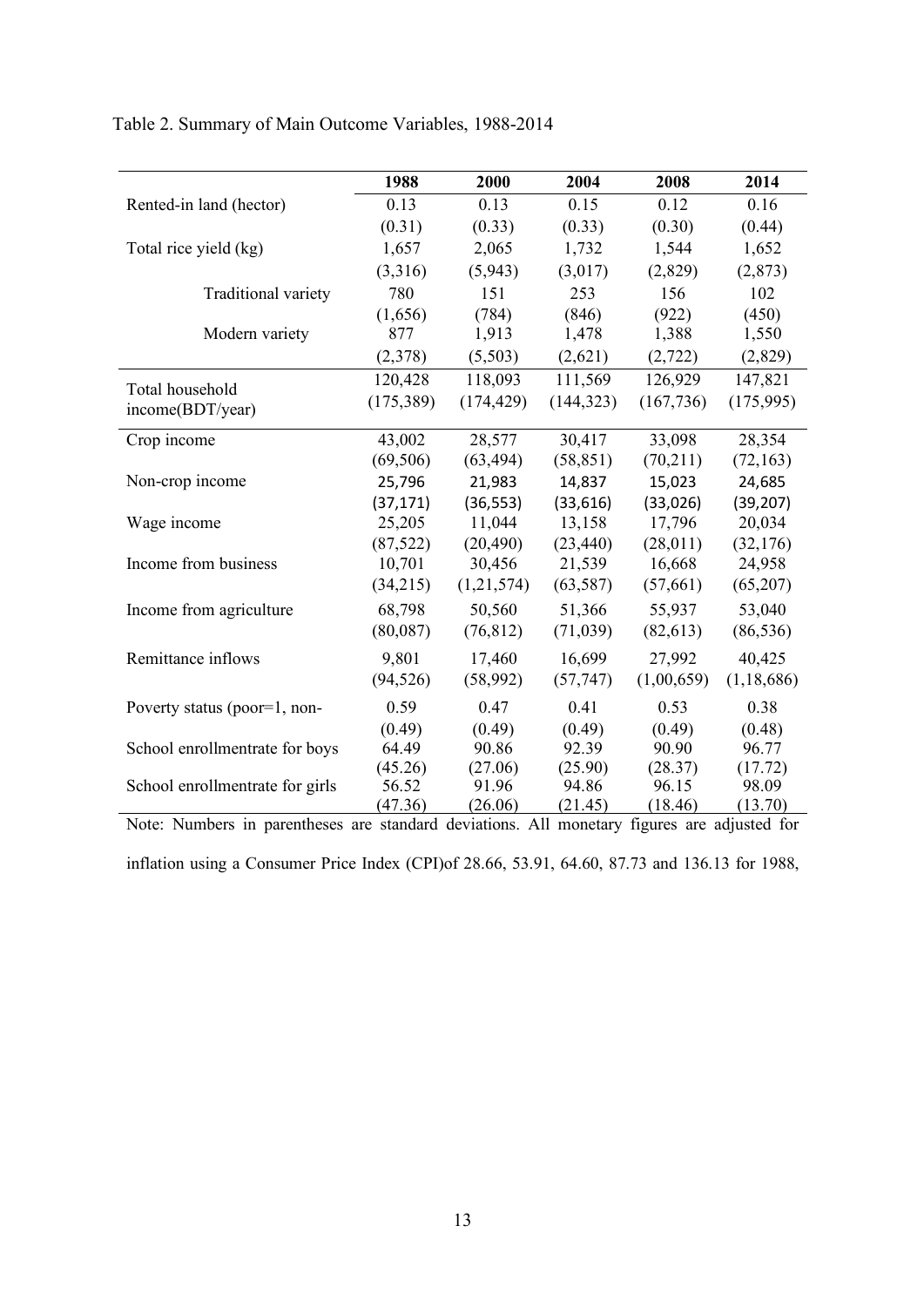Table 2. Summary of Main Outcome Variables, 1988-2014

| | 1988 | 2000 | 2004 | 2008 | 2014 |
|---|---|---|---|---|---|
| Rented-in land (hector) | 0.13 | 0.13 | 0.15 | 0.12 | 0.16 |
| | (0.31) | (0.33) | (0.33) | (0.30) | (0.44) |
| Total rice yield (kg) | 1,657 | 2,065 | 1,732 | 1,544 | 1,652 |
| | (3,316) | (5,943) | (3,017) | (2,829) | (2,873) |
| Traditional variety | 780 | 151 | 253 | 156 | 102 |
| | (1,656) | (784) | (846) | (922) | (450) |
| Modern variety | 877 | 1,913 | 1,478 | 1,388 | 1,550 |
| | (2,378) | (5,503) | (2,621) | (2,722) | (2,829) |
| Total household income(BDT/year) | 120,428 | 118,093 | 111,569 | 126,929 | 147,821 |
| | (175,389) | (174,429) | (144,323) | (167,736) | (175,995) |
| Crop income | 43,002 | 28,577 | 30,417 | 33,098 | 28,354 |
| | (69,506) | (63,494) | (58,851) | (70,211) | (72,163) |
| Non-crop income | 25,796 | 21,983 | 14,837 | 15,023 | 24,685 |
| | (37,171) | (36,553) | (33,616) | (33,026) | (39,207) |
| Wage income | 25,205 | 11,044 | 13,158 | 17,796 | 20,034 |
| | (87,522) | (20,490) | (23,440) | (28,011) | (32,176) |
| Income from business | 10,701 | 30,456 | 21,539 | 16,668 | 24,958 |
| | (34,215) | (1,21,574) | (63,587) | (57,661) | (65,207) |
| Income from agriculture | 68,798 | 50,560 | 51,366 | 55,937 | 53,040 |
| | (80,087) | (76,812) | (71,039) | (82,613) | (86,536) |
| Remittance inflows | 9,801 | 17,460 | 16,699 | 27,992 | 40,425 |
| | (94,526) | (58,992) | (57,747) | (1,00,659) | (1,18,686) |
| Poverty status (poor=1, non- | 0.59 | 0.47 | 0.41 | 0.53 | 0.38 |
| | (0.49) | (0.49) | (0.49) | (0.49) | (0.48) |
| School enrollmentrate for boys | 64.49 | 90.86 | 92.39 | 90.90 | 96.77 |
| | (45.26) | (27.06) | (25.90) | (28.37) | (17.72) |
| School enrollmentrate for girls | 56.52 | 91.96 | 94.86 | 96.15 | 98.09 |
| | (47.36) | (26.06) | (21.45) | (18.46) | (13.70) |

Note: Numbers in parentheses are standard deviations. All monetary figures are adjusted for inflation using a Consumer Price Index (CPI)of 28.66, 53.91, 64.60, 87.73 and 136.13 for 1988,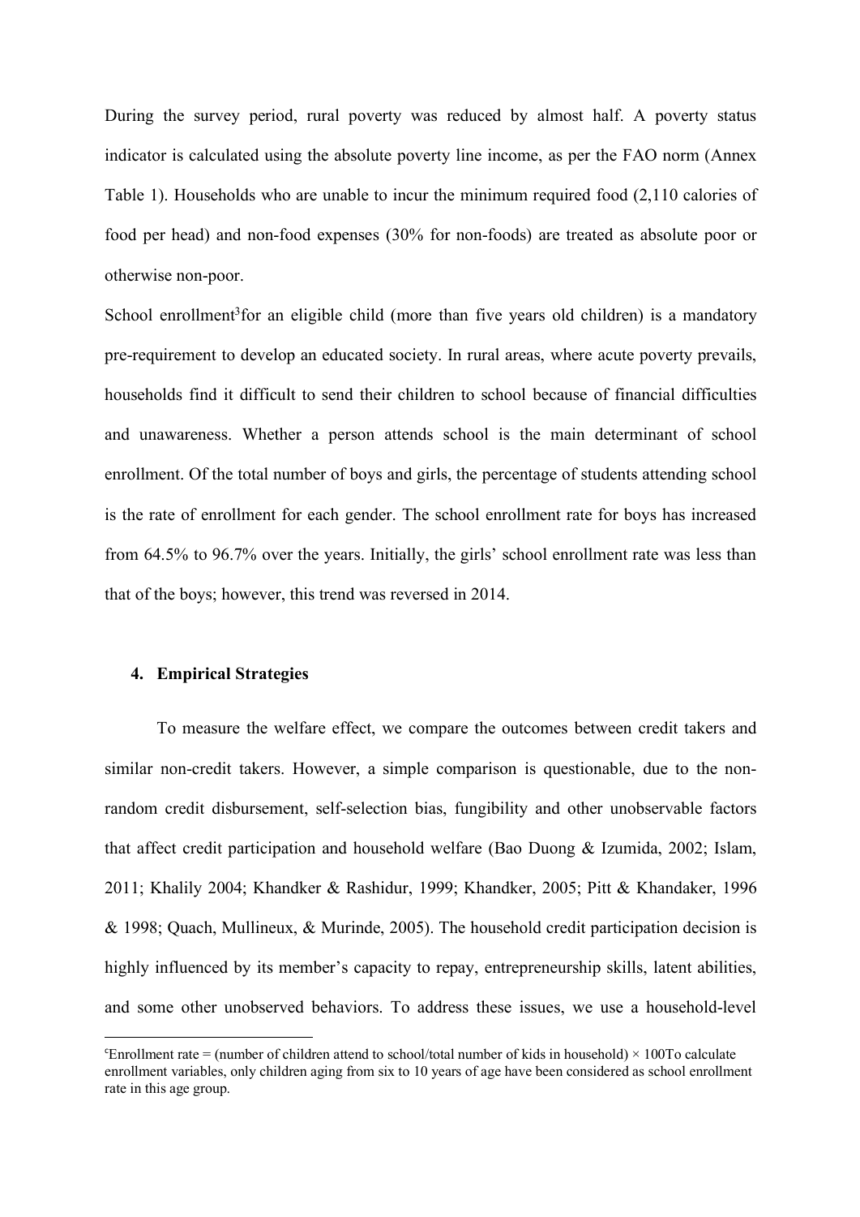During the survey period, rural poverty was reduced by almost half. A poverty status indicator is calculated using the absolute poverty line income, as per the FAO norm (Annex Table 1). Households who are unable to incur the minimum required food (2,110 calories of food per head) and non-food expenses (30% for non-foods) are treated as absolute poor or otherwise non-poor.

School enrollment[3]for an eligible child (more than five years old children) is a mandatory pre-requirement to develop an educated society. In rural areas, where acute poverty prevails, households find it difficult to send their children to school because of financial difficulties and unawareness. Whether a person attends school is the main determinant of school enrollment. Of the total number of boys and girls, the percentage of students attending school is the rate of enrollment for each gender. The school enrollment rate for boys has increased from 64.5% to 96.7% over the years. Initially, the girls' school enrollment rate was less than that of the boys; however, this trend was reversed in 2014.

## 4. Empirical Strategies

To measure the welfare effect, we compare the outcomes between credit takers and similar non-credit takers. However, a simple comparison is questionable, due to the non-random credit disbursement, self-selection bias, fungibility and other unobservable factors that affect credit participation and household welfare (Bao Duong & Izumida, 2002; Islam, 2011; Khalily 2004; Khandker & Rashidur, 1999; Khandker, 2005; Pitt & Khandaker, 1996 & 1998; Quach, Mullineux, & Murinde, 2005). The household credit participation decision is highly influenced by its member's capacity to repay, entrepreneurship skills, latent abilities, and some other unobserved behaviors. To address these issues, we use a household-level

[c]Enrollment rate = (number of children attend to school/total number of kids in household) × 100To calculate enrollment variables, only children aging from six to 10 years of age have been considered as school enrollment rate in this age group.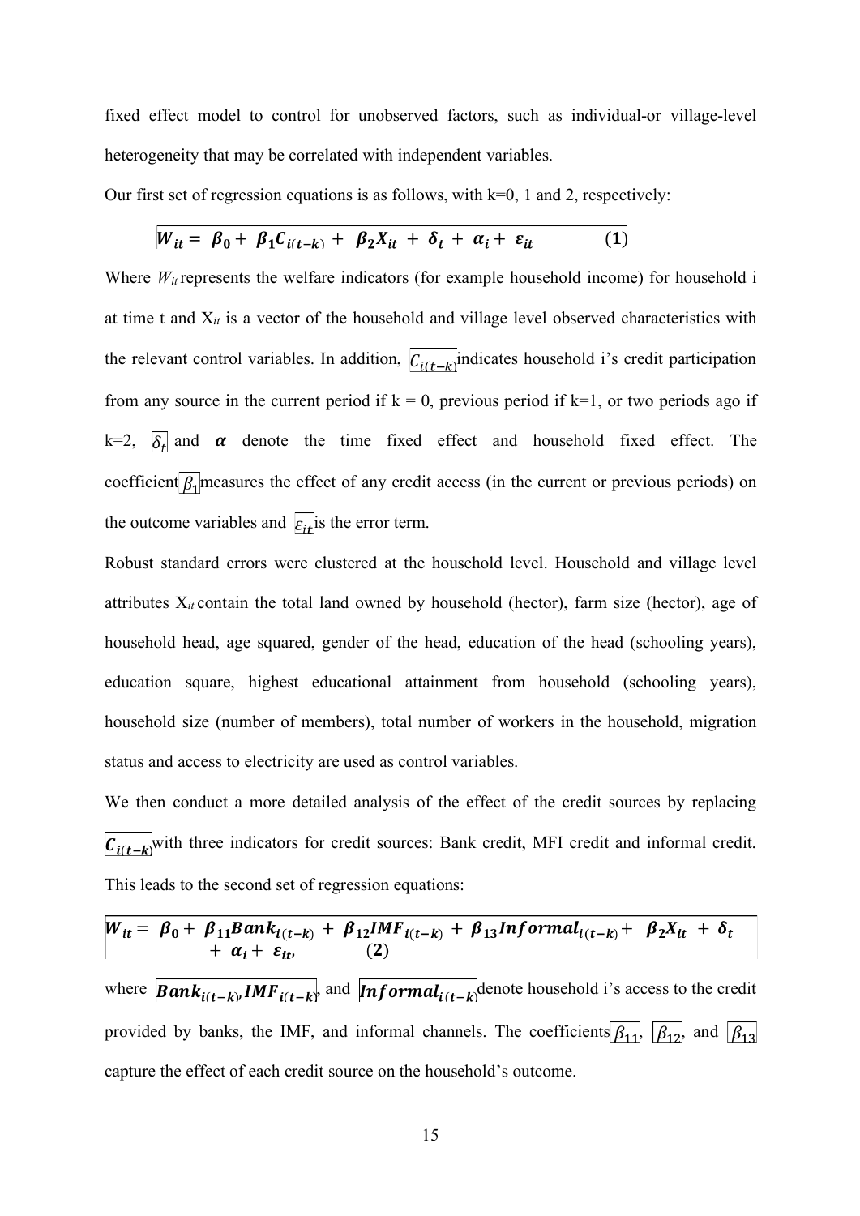fixed effect model to control for unobserved factors, such as individual-or village-level heterogeneity that may be correlated with independent variables.

Our first set of regression equations is as follows, with k=0, 1 and 2, respectively:

$$\boldsymbol{W_{it} = \beta_0 + \beta_1 C_{i(t-k)} + \beta_2 X_{it} + \delta_t + \alpha_i + \varepsilon_{it}} \qquad \textbf{(1)}$$

Where $W_{it}$ represents the welfare indicators (for example household income) for household i at time t and $X_{it}$ is a vector of the household and village level observed characteristics with the relevant control variables. In addition, $C_{i(t-k)}$ indicates household i's credit participation from any source in the current period if k = 0, previous period if k=1, or two periods ago if k=2, $\delta_t$ and $\boldsymbol{\alpha}$ denote the time fixed effect and household fixed effect. The coefficient $\beta_1$ measures the effect of any credit access (in the current or previous periods) on the outcome variables and $\varepsilon_{it}$ is the error term.

Robust standard errors were clustered at the household level. Household and village level attributes $X_{it}$ contain the total land owned by household (hector), farm size (hector), age of household head, age squared, gender of the head, education of the head (schooling years), education square, highest educational attainment from household (schooling years), household size (number of members), total number of workers in the household, migration status and access to electricity are used as control variables.

We then conduct a more detailed analysis of the effect of the credit sources by replacing $\boldsymbol{C_{i(t-k)}}$ with three indicators for credit sources: Bank credit, MFI credit and informal credit. This leads to the second set of regression equations:

$$\boldsymbol{W_{it} = \beta_0 + \beta_{11} Bank_{i(t-k)} + \beta_{12} IMF_{i(t-k)} + \beta_{13} Informal_{i(t-k)} + \beta_2 X_{it} + \delta_t + \alpha_i + \varepsilon_{it},} \qquad \textbf{(2)}$$

where $\boldsymbol{Bank_{i(t-k)}}$, $\boldsymbol{IMF_{i(t-k)}}$ and $\boldsymbol{Informal_{i(t-k)}}$ denote household i's access to the credit provided by banks, the IMF, and informal channels. The coefficients $\beta_{11}$, $\beta_{12}$, and $\beta_{13}$ capture the effect of each credit source on the household's outcome.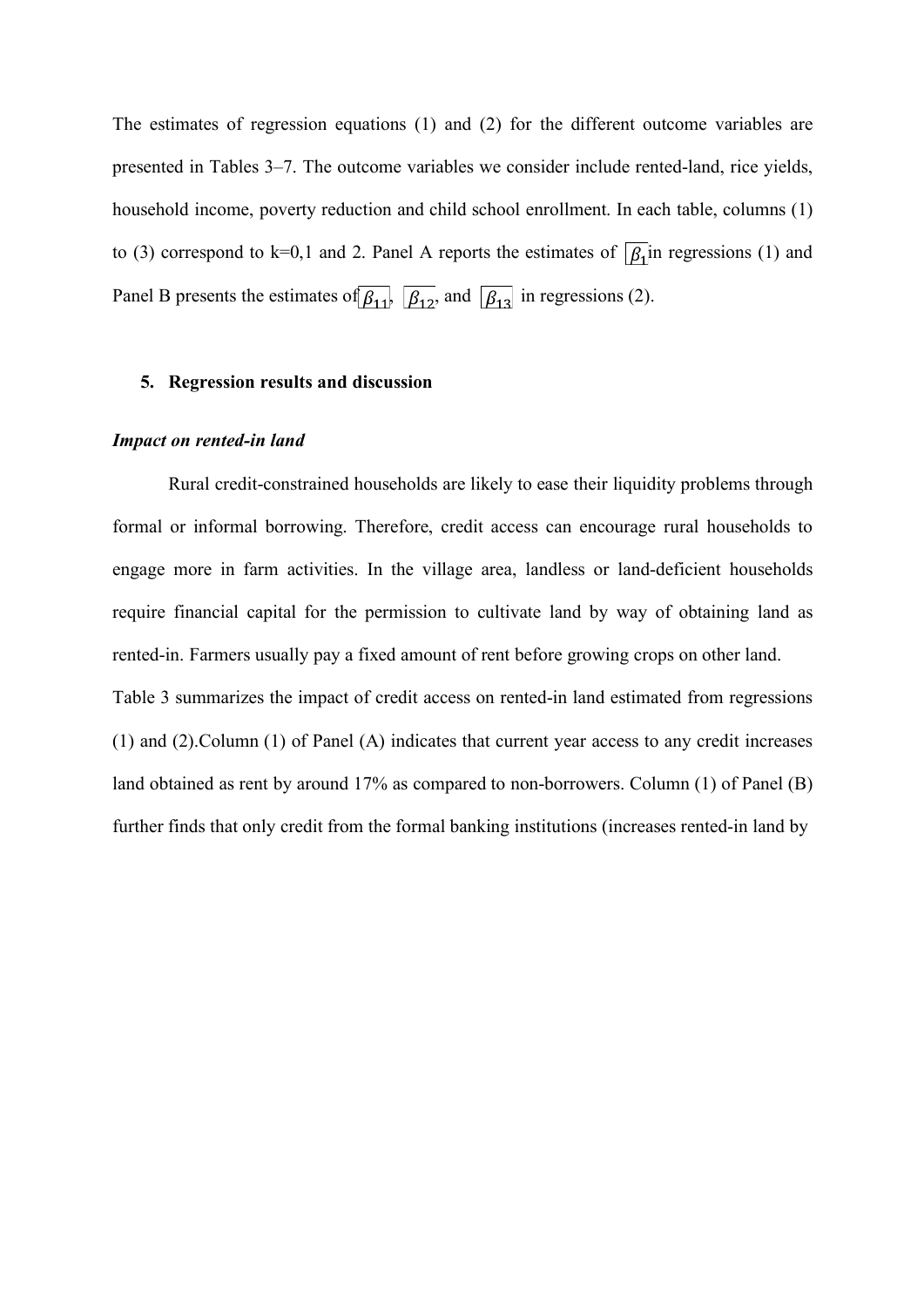The estimates of regression equations (1) and (2) for the different outcome variables are presented in Tables 3–7. The outcome variables we consider include rented-land, rice yields, household income, poverty reduction and child school enrollment. In each table, columns (1) to (3) correspond to k=0,1 and 2. Panel A reports the estimates of $\beta_1$ in regressions (1) and Panel B presents the estimates of $\beta_{11}$, $\beta_{12}$, and $\beta_{13}$ in regressions (2).

## 5. Regression results and discussion

### *Impact on rented-in land*

Rural credit-constrained households are likely to ease their liquidity problems through formal or informal borrowing. Therefore, credit access can encourage rural households to engage more in farm activities. In the village area, landless or land-deficient households require financial capital for the permission to cultivate land by way of obtaining land as rented-in. Farmers usually pay a fixed amount of rent before growing crops on other land.

Table 3 summarizes the impact of credit access on rented-in land estimated from regressions (1) and (2).Column (1) of Panel (A) indicates that current year access to any credit increases land obtained as rent by around 17% as compared to non-borrowers. Column (1) of Panel (B) further finds that only credit from the formal banking institutions (increases rented-in land by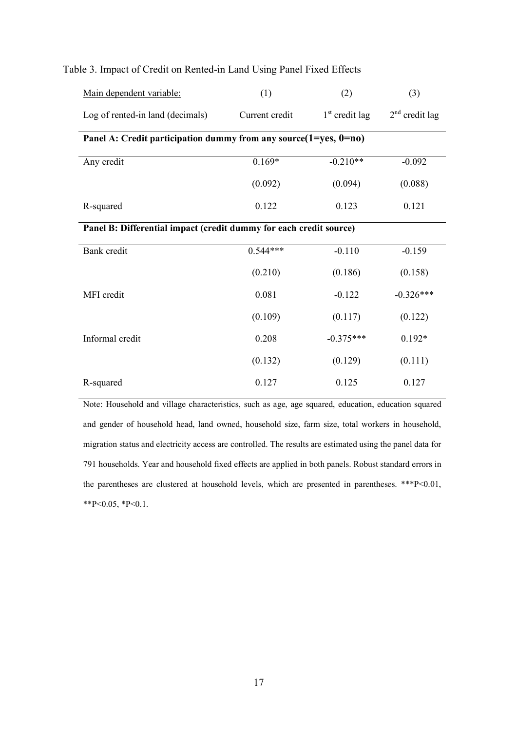Table 3. Impact of Credit on Rented-in Land Using Panel Fixed Effects

| Main dependent variable: | (1) | (2) | (3) |
|---|---|---|---|
| Log of rented-in land (decimals) | Current credit | 1st credit lag | 2nd credit lag |
| **Panel A: Credit participation dummy from any source(1=yes, 0=no)** | | | |
| Any credit | 0.169* | -0.210** | -0.092 |
| | (0.092) | (0.094) | (0.088) |
| R-squared | 0.122 | 0.123 | 0.121 |
| **Panel B: Differential impact (credit dummy for each credit source)** | | | |
| Bank credit | 0.544*** | -0.110 | -0.159 |
| | (0.210) | (0.186) | (0.158) |
| MFI credit | 0.081 | -0.122 | -0.326*** |
| | (0.109) | (0.117) | (0.122) |
| Informal credit | 0.208 | -0.375*** | 0.192* |
| | (0.132) | (0.129) | (0.111) |
| R-squared | 0.127 | 0.125 | 0.127 |

Note: Household and village characteristics, such as age, age squared, education, education squared and gender of household head, land owned, household size, farm size, total workers in household, migration status and electricity access are controlled. The results are estimated using the panel data for 791 households. Year and household fixed effects are applied in both panels. Robust standard errors in the parentheses are clustered at household levels, which are presented in parentheses. ***P<0.01, **P<0.05, *P<0.1.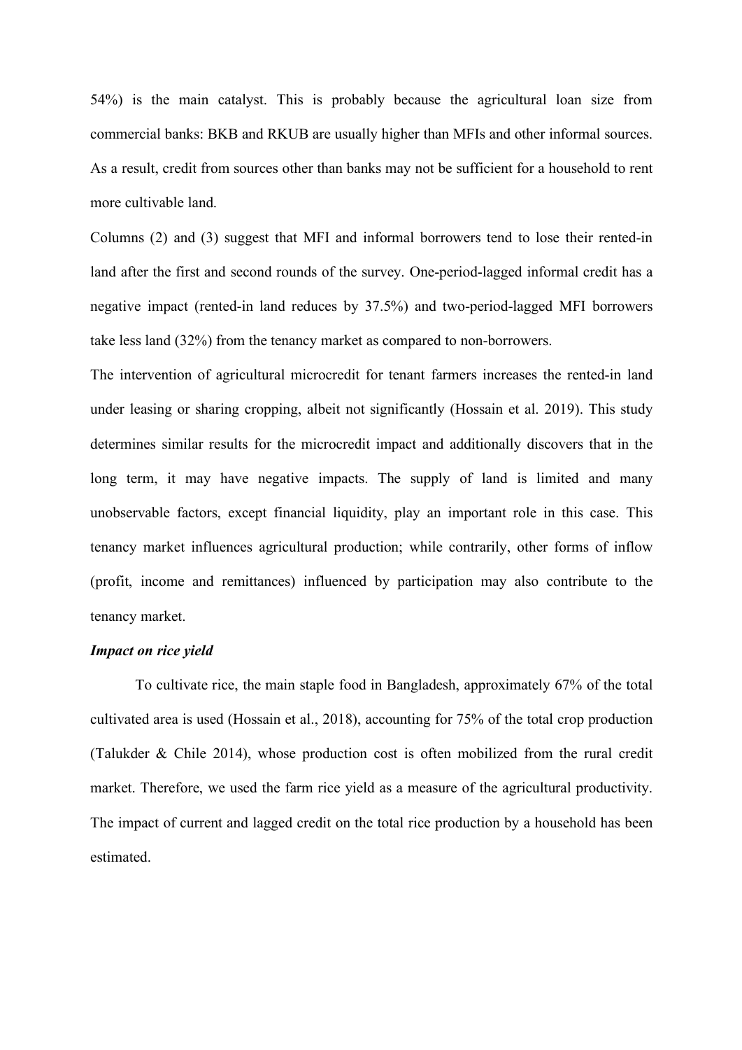54%) is the main catalyst. This is probably because the agricultural loan size from commercial banks: BKB and RKUB are usually higher than MFIs and other informal sources. As a result, credit from sources other than banks may not be sufficient for a household to rent more cultivable land.

Columns (2) and (3) suggest that MFI and informal borrowers tend to lose their rented-in land after the first and second rounds of the survey. One-period-lagged informal credit has a negative impact (rented-in land reduces by 37.5%) and two-period-lagged MFI borrowers take less land (32%) from the tenancy market as compared to non-borrowers.

The intervention of agricultural microcredit for tenant farmers increases the rented-in land under leasing or sharing cropping, albeit not significantly (Hossain et al. 2019). This study determines similar results for the microcredit impact and additionally discovers that in the long term, it may have negative impacts. The supply of land is limited and many unobservable factors, except financial liquidity, play an important role in this case. This tenancy market influences agricultural production; while contrarily, other forms of inflow (profit, income and remittances) influenced by participation may also contribute to the tenancy market.

***Impact on rice yield***

To cultivate rice, the main staple food in Bangladesh, approximately 67% of the total cultivated area is used (Hossain et al., 2018), accounting for 75% of the total crop production (Talukder & Chile 2014), whose production cost is often mobilized from the rural credit market. Therefore, we used the farm rice yield as a measure of the agricultural productivity. The impact of current and lagged credit on the total rice production by a household has been estimated.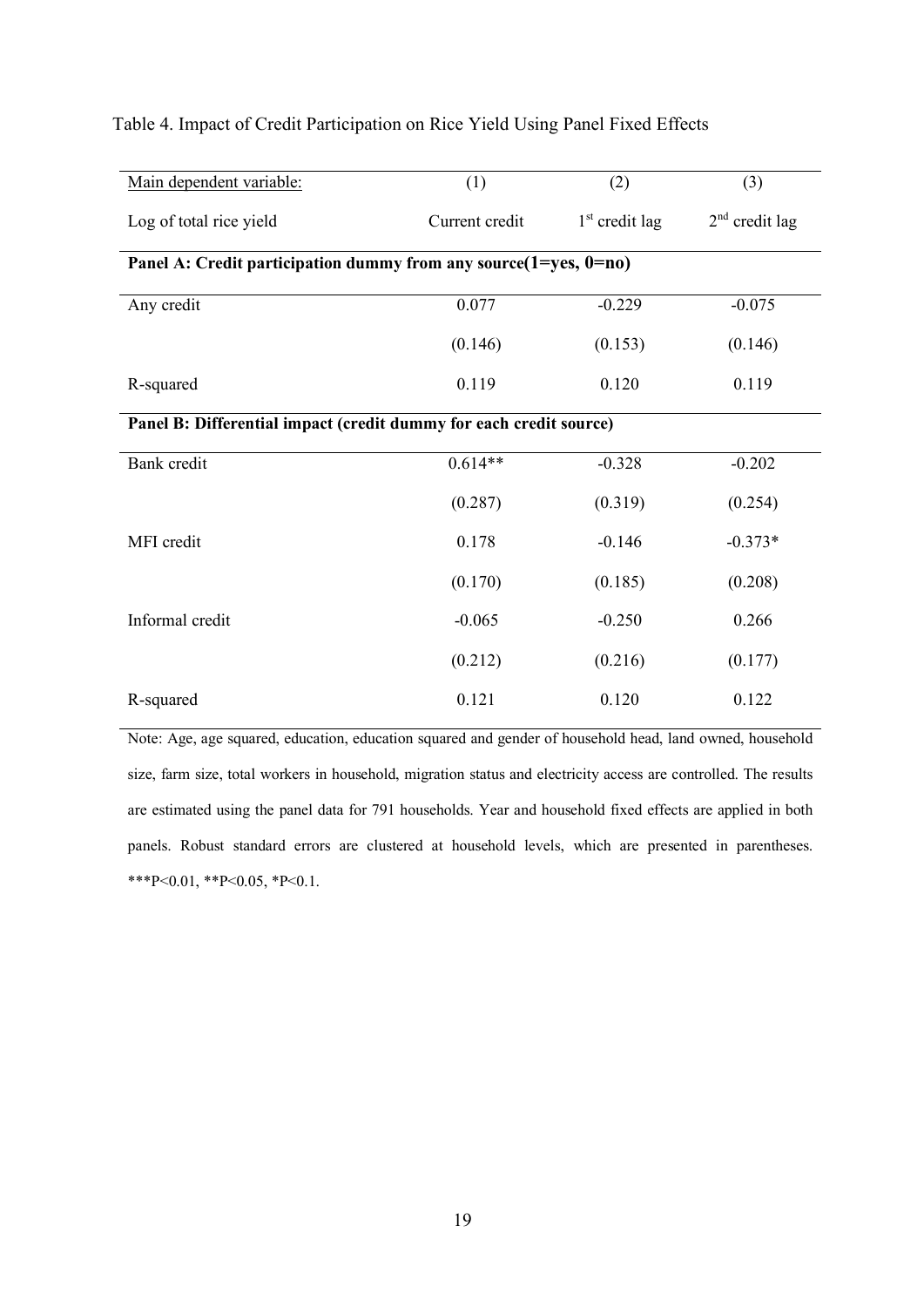Table 4. Impact of Credit Participation on Rice Yield Using Panel Fixed Effects

| Main dependent variable: | (1) | (2) | (3) |
|---|---|---|---|
| Log of total rice yield | Current credit | 1st credit lag | 2nd credit lag |
| **Panel A: Credit participation dummy from any source(1=yes, 0=no)** | | | |
| Any credit | 0.077 | -0.229 | -0.075 |
| | (0.146) | (0.153) | (0.146) |
| R-squared | 0.119 | 0.120 | 0.119 |
| **Panel B: Differential impact (credit dummy for each credit source)** | | | |
| Bank credit | 0.614** | -0.328 | -0.202 |
| | (0.287) | (0.319) | (0.254) |
| MFI credit | 0.178 | -0.146 | -0.373* |
| | (0.170) | (0.185) | (0.208) |
| Informal credit | -0.065 | -0.250 | 0.266 |
| | (0.212) | (0.216) | (0.177) |
| R-squared | 0.121 | 0.120 | 0.122 |

Note: Age, age squared, education, education squared and gender of household head, land owned, household size, farm size, total workers in household, migration status and electricity access are controlled. The results are estimated using the panel data for 791 households. Year and household fixed effects are applied in both panels. Robust standard errors are clustered at household levels, which are presented in parentheses. ***P<0.01, **P<0.05, *P<0.1.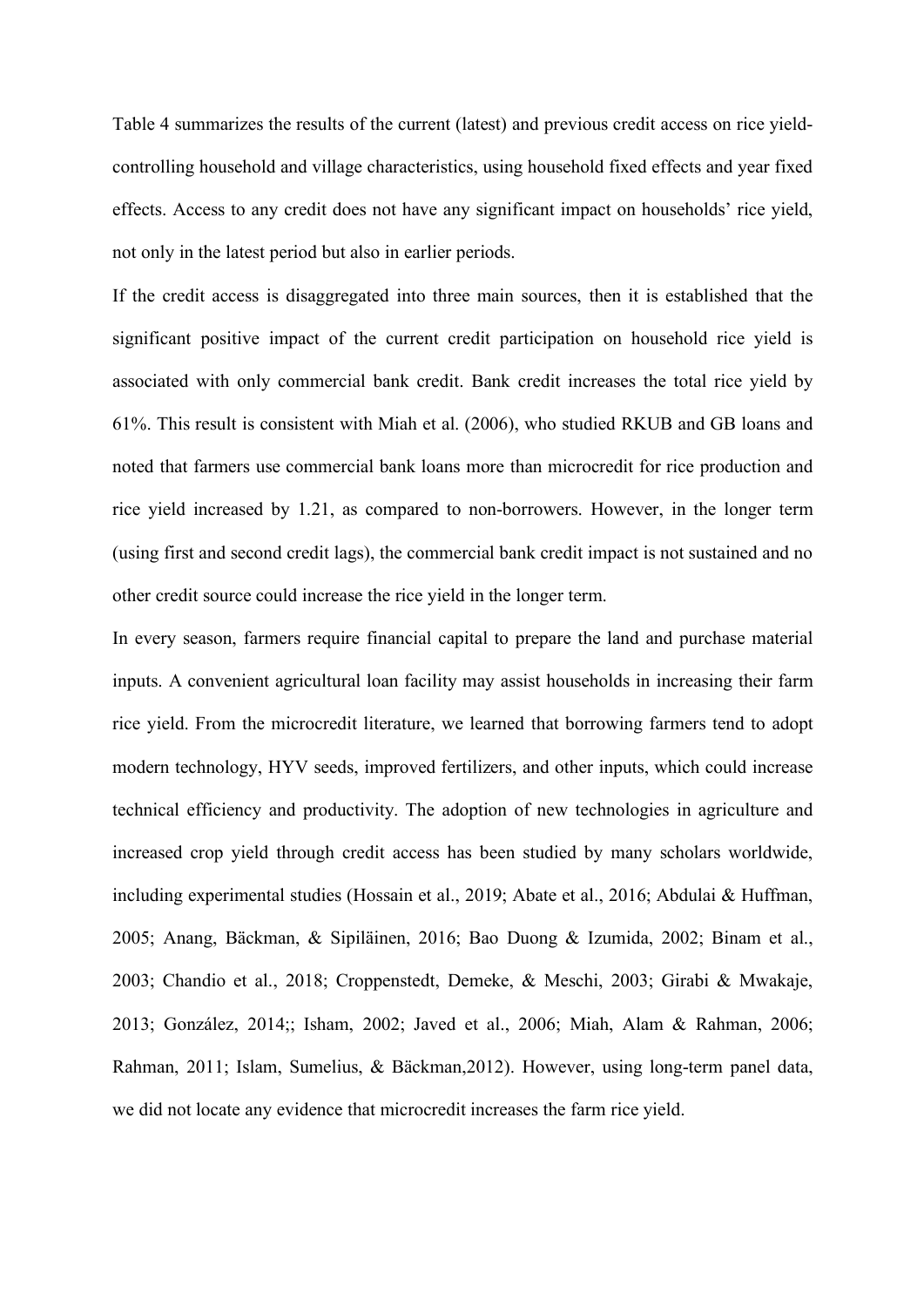Table 4 summarizes the results of the current (latest) and previous credit access on rice yield-controlling household and village characteristics, using household fixed effects and year fixed effects. Access to any credit does not have any significant impact on households' rice yield, not only in the latest period but also in earlier periods.

If the credit access is disaggregated into three main sources, then it is established that the significant positive impact of the current credit participation on household rice yield is associated with only commercial bank credit. Bank credit increases the total rice yield by 61%. This result is consistent with Miah et al. (2006), who studied RKUB and GB loans and noted that farmers use commercial bank loans more than microcredit for rice production and rice yield increased by 1.21, as compared to non-borrowers. However, in the longer term (using first and second credit lags), the commercial bank credit impact is not sustained and no other credit source could increase the rice yield in the longer term.

In every season, farmers require financial capital to prepare the land and purchase material inputs. A convenient agricultural loan facility may assist households in increasing their farm rice yield. From the microcredit literature, we learned that borrowing farmers tend to adopt modern technology, HYV seeds, improved fertilizers, and other inputs, which could increase technical efficiency and productivity. The adoption of new technologies in agriculture and increased crop yield through credit access has been studied by many scholars worldwide, including experimental studies (Hossain et al., 2019; Abate et al., 2016; Abdulai & Huffman, 2005; Anang, Bäckman, & Sipiläinen, 2016; Bao Duong & Izumida, 2002; Binam et al., 2003; Chandio et al., 2018; Croppenstedt, Demeke, & Meschi, 2003; Girabi & Mwakaje, 2013; González, 2014;; Isham, 2002; Javed et al., 2006; Miah, Alam & Rahman, 2006; Rahman, 2011; Islam, Sumelius, & Bäckman,2012). However, using long-term panel data, we did not locate any evidence that microcredit increases the farm rice yield.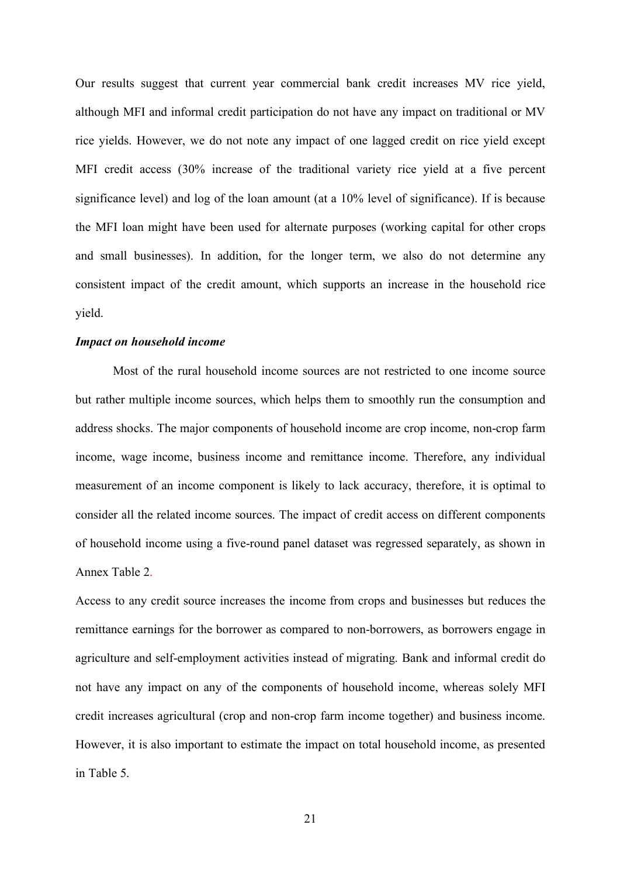Our results suggest that current year commercial bank credit increases MV rice yield, although MFI and informal credit participation do not have any impact on traditional or MV rice yields. However, we do not note any impact of one lagged credit on rice yield except MFI credit access (30% increase of the traditional variety rice yield at a five percent significance level) and log of the loan amount (at a 10% level of significance). If is because the MFI loan might have been used for alternate purposes (working capital for other crops and small businesses). In addition, for the longer term, we also do not determine any consistent impact of the credit amount, which supports an increase in the household rice yield.

***Impact on household income***

Most of the rural household income sources are not restricted to one income source but rather multiple income sources, which helps them to smoothly run the consumption and address shocks. The major components of household income are crop income, non-crop farm income, wage income, business income and remittance income. Therefore, any individual measurement of an income component is likely to lack accuracy, therefore, it is optimal to consider all the related income sources. The impact of credit access on different components of household income using a five-round panel dataset was regressed separately, as shown in Annex Table 2.

Access to any credit source increases the income from crops and businesses but reduces the remittance earnings for the borrower as compared to non-borrowers, as borrowers engage in agriculture and self-employment activities instead of migrating. Bank and informal credit do not have any impact on any of the components of household income, whereas solely MFI credit increases agricultural (crop and non-crop farm income together) and business income. However, it is also important to estimate the impact on total household income, as presented in Table 5.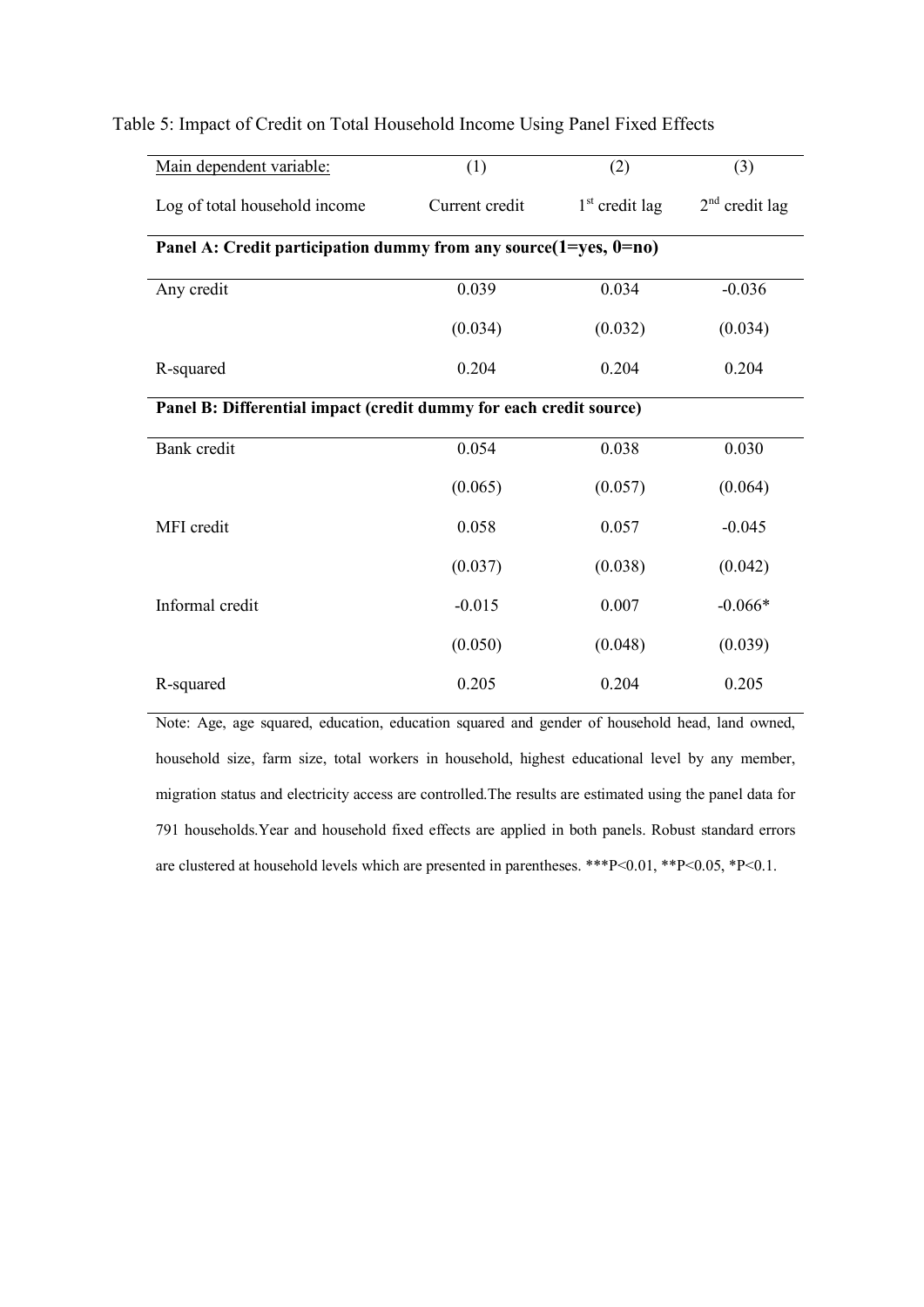Table 5: Impact of Credit on Total Household Income Using Panel Fixed Effects

| Main dependent variable: | (1) | (2) | (3) |
|---|---|---|---|
| Log of total household income | Current credit | 1st credit lag | 2nd credit lag |
| **Panel A: Credit participation dummy from any source(1=yes, 0=no)** | | | |
| Any credit | 0.039 | 0.034 | -0.036 |
| | (0.034) | (0.032) | (0.034) |
| R-squared | 0.204 | 0.204 | 0.204 |
| **Panel B: Differential impact (credit dummy for each credit source)** | | | |
| Bank credit | 0.054 | 0.038 | 0.030 |
| | (0.065) | (0.057) | (0.064) |
| MFI credit | 0.058 | 0.057 | -0.045 |
| | (0.037) | (0.038) | (0.042) |
| Informal credit | -0.015 | 0.007 | -0.066* |
| | (0.050) | (0.048) | (0.039) |
| R-squared | 0.205 | 0.204 | 0.205 |

Note: Age, age squared, education, education squared and gender of household head, land owned, household size, farm size, total workers in household, highest educational level by any member, migration status and electricity access are controlled.The results are estimated using the panel data for 791 households.Year and household fixed effects are applied in both panels. Robust standard errors are clustered at household levels which are presented in parentheses. ***P<0.01, **P<0.05, *P<0.1.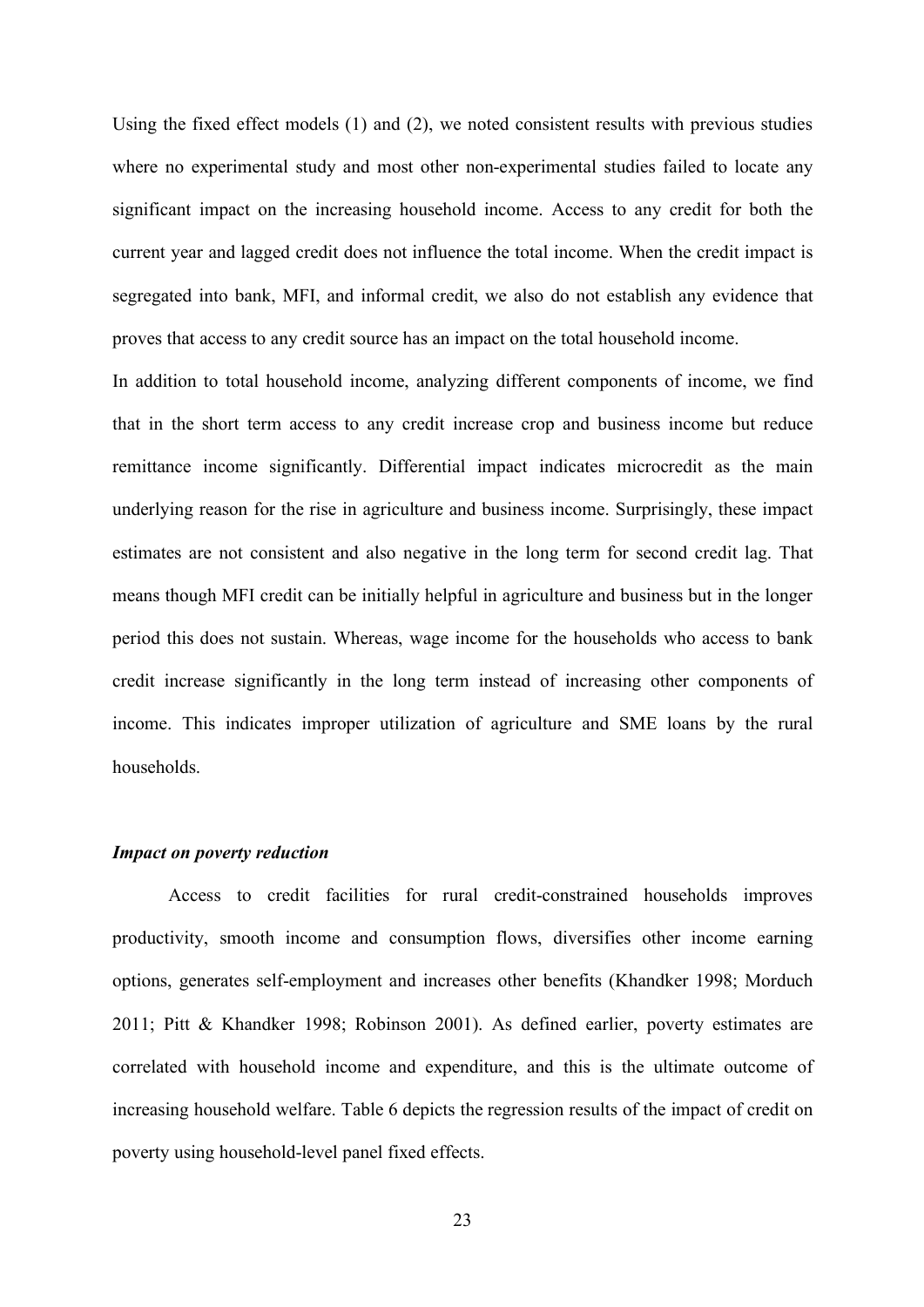Using the fixed effect models (1) and (2), we noted consistent results with previous studies where no experimental study and most other non-experimental studies failed to locate any significant impact on the increasing household income. Access to any credit for both the current year and lagged credit does not influence the total income. When the credit impact is segregated into bank, MFI, and informal credit, we also do not establish any evidence that proves that access to any credit source has an impact on the total household income.

In addition to total household income, analyzing different components of income, we find that in the short term access to any credit increase crop and business income but reduce remittance income significantly. Differential impact indicates microcredit as the main underlying reason for the rise in agriculture and business income. Surprisingly, these impact estimates are not consistent and also negative in the long term for second credit lag. That means though MFI credit can be initially helpful in agriculture and business but in the longer period this does not sustain. Whereas, wage income for the households who access to bank credit increase significantly in the long term instead of increasing other components of income. This indicates improper utilization of agriculture and SME loans by the rural households.

***Impact on poverty reduction***

Access to credit facilities for rural credit-constrained households improves productivity, smooth income and consumption flows, diversifies other income earning options, generates self-employment and increases other benefits (Khandker 1998; Morduch 2011; Pitt & Khandker 1998; Robinson 2001). As defined earlier, poverty estimates are correlated with household income and expenditure, and this is the ultimate outcome of increasing household welfare. Table 6 depicts the regression results of the impact of credit on poverty using household-level panel fixed effects.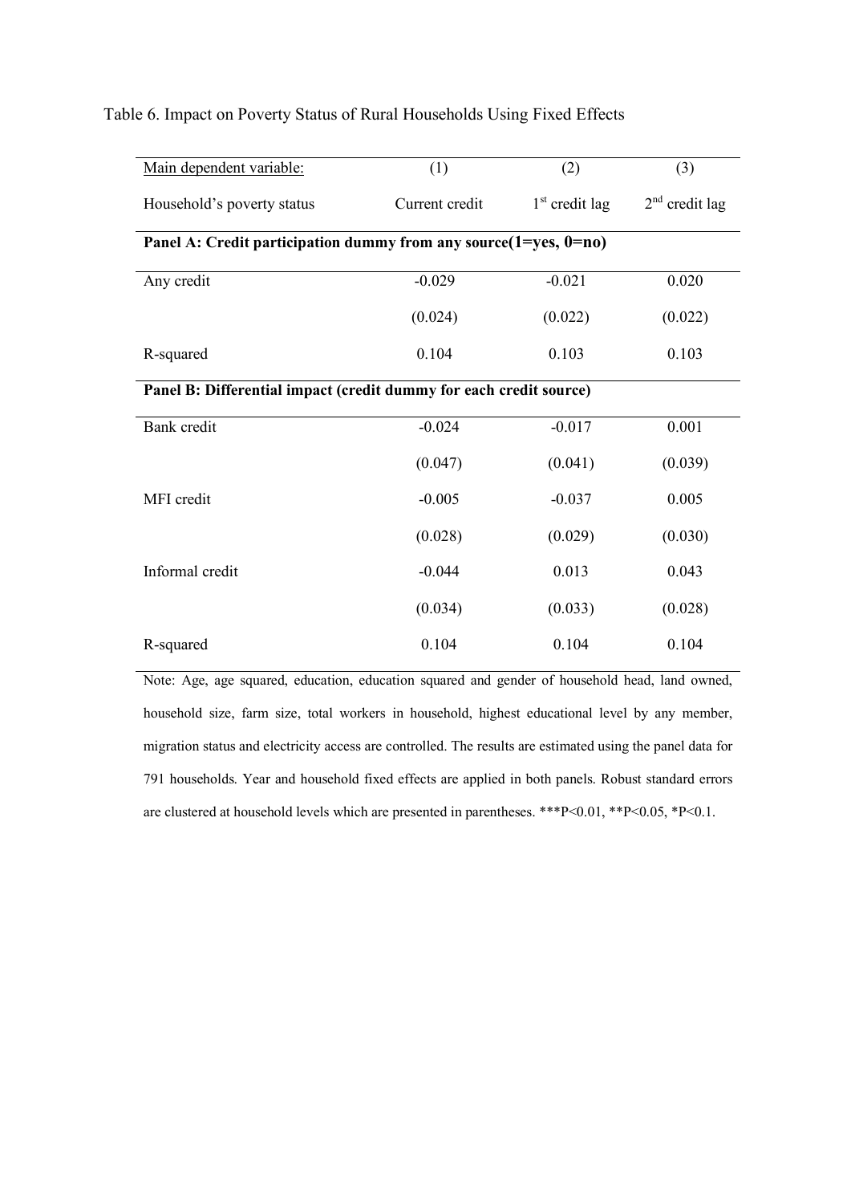Table 6. Impact on Poverty Status of Rural Households Using Fixed Effects

| Main dependent variable: | (1) | (2) | (3) |
|---|---|---|---|
| Household's poverty status | Current credit | 1st credit lag | 2nd credit lag |
| **Panel A: Credit participation dummy from any source(1=yes, 0=no)** | | | |
| Any credit | -0.029 | -0.021 | 0.020 |
| | (0.024) | (0.022) | (0.022) |
| R-squared | 0.104 | 0.103 | 0.103 |
| **Panel B: Differential impact (credit dummy for each credit source)** | | | |
| Bank credit | -0.024 | -0.017 | 0.001 |
| | (0.047) | (0.041) | (0.039) |
| MFI credit | -0.005 | -0.037 | 0.005 |
| | (0.028) | (0.029) | (0.030) |
| Informal credit | -0.044 | 0.013 | 0.043 |
| | (0.034) | (0.033) | (0.028) |
| R-squared | 0.104 | 0.104 | 0.104 |

Note: Age, age squared, education, education squared and gender of household head, land owned, household size, farm size, total workers in household, highest educational level by any member, migration status and electricity access are controlled. The results are estimated using the panel data for 791 households. Year and household fixed effects are applied in both panels. Robust standard errors are clustered at household levels which are presented in parentheses. ***P<0.01, **P<0.05, *P<0.1.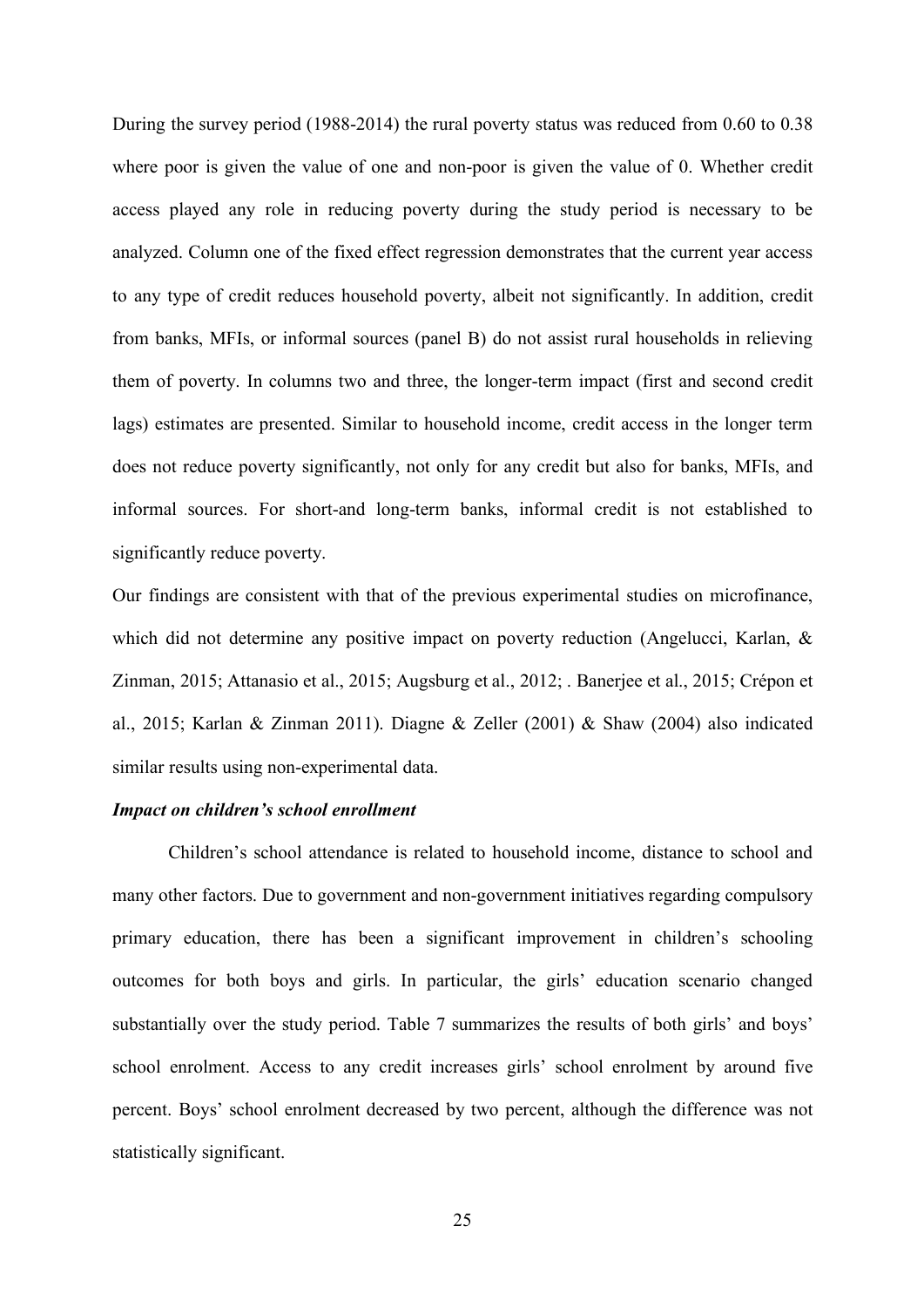During the survey period (1988-2014) the rural poverty status was reduced from 0.60 to 0.38 where poor is given the value of one and non-poor is given the value of 0. Whether credit access played any role in reducing poverty during the study period is necessary to be analyzed. Column one of the fixed effect regression demonstrates that the current year access to any type of credit reduces household poverty, albeit not significantly. In addition, credit from banks, MFIs, or informal sources (panel B) do not assist rural households in relieving them of poverty. In columns two and three, the longer-term impact (first and second credit lags) estimates are presented. Similar to household income, credit access in the longer term does not reduce poverty significantly, not only for any credit but also for banks, MFIs, and informal sources. For short-and long-term banks, informal credit is not established to significantly reduce poverty.

Our findings are consistent with that of the previous experimental studies on microfinance, which did not determine any positive impact on poverty reduction (Angelucci, Karlan, & Zinman, 2015; Attanasio et al., 2015; Augsburg et al., 2012; . Banerjee et al., 2015; Crépon et al., 2015; Karlan & Zinman 2011). Diagne & Zeller (2001) & Shaw (2004) also indicated similar results using non-experimental data.

***Impact on children's school enrollment***

Children's school attendance is related to household income, distance to school and many other factors. Due to government and non-government initiatives regarding compulsory primary education, there has been a significant improvement in children's schooling outcomes for both boys and girls. In particular, the girls' education scenario changed substantially over the study period. Table 7 summarizes the results of both girls' and boys' school enrolment. Access to any credit increases girls' school enrolment by around five percent. Boys' school enrolment decreased by two percent, although the difference was not statistically significant.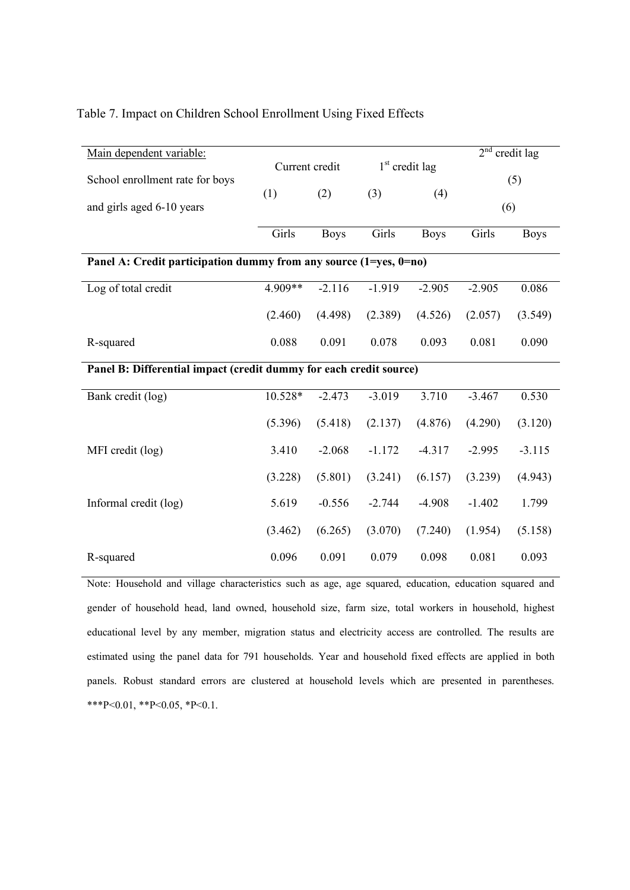Table 7. Impact on Children School Enrollment Using Fixed Effects

| Main dependent variable: School enrollment rate for boys and girls aged 6-10 years | Current credit | | 1[st] credit lag | | 2[nd] credit lag | |
|---|---|---|---|---|---|---|
| | (1) | (2) | (3) | (4) | (5) | (6) |
| | Girls | Boys | Girls | Boys | Girls | Boys |
| **Panel A: Credit participation dummy from any source (1=yes, 0=no)** | | | | | | |
| Log of total credit | 4.909** | -2.116 | -1.919 | -2.905 | -2.905 | 0.086 |
| | (2.460) | (4.498) | (2.389) | (4.526) | (2.057) | (3.549) |
| R-squared | 0.088 | 0.091 | 0.078 | 0.093 | 0.081 | 0.090 |
| **Panel B: Differential impact (credit dummy for each credit source)** | | | | | | |
| Bank credit (log) | 10.528* | -2.473 | -3.019 | 3.710 | -3.467 | 0.530 |
| | (5.396) | (5.418) | (2.137) | (4.876) | (4.290) | (3.120) |
| MFI credit (log) | 3.410 | -2.068 | -1.172 | -4.317 | -2.995 | -3.115 |
| | (3.228) | (5.801) | (3.241) | (6.157) | (3.239) | (4.943) |
| Informal credit (log) | 5.619 | -0.556 | -2.744 | -4.908 | -1.402 | 1.799 |
| | (3.462) | (6.265) | (3.070) | (7.240) | (1.954) | (5.158) |
| R-squared | 0.096 | 0.091 | 0.079 | 0.098 | 0.081 | 0.093 |

Note: Household and village characteristics such as age, age squared, education, education squared and gender of household head, land owned, household size, farm size, total workers in household, highest educational level by any member, migration status and electricity access are controlled. The results are estimated using the panel data for 791 households. Year and household fixed effects are applied in both panels. Robust standard errors are clustered at household levels which are presented in parentheses. ***P<0.01, **P<0.05, *P<0.1.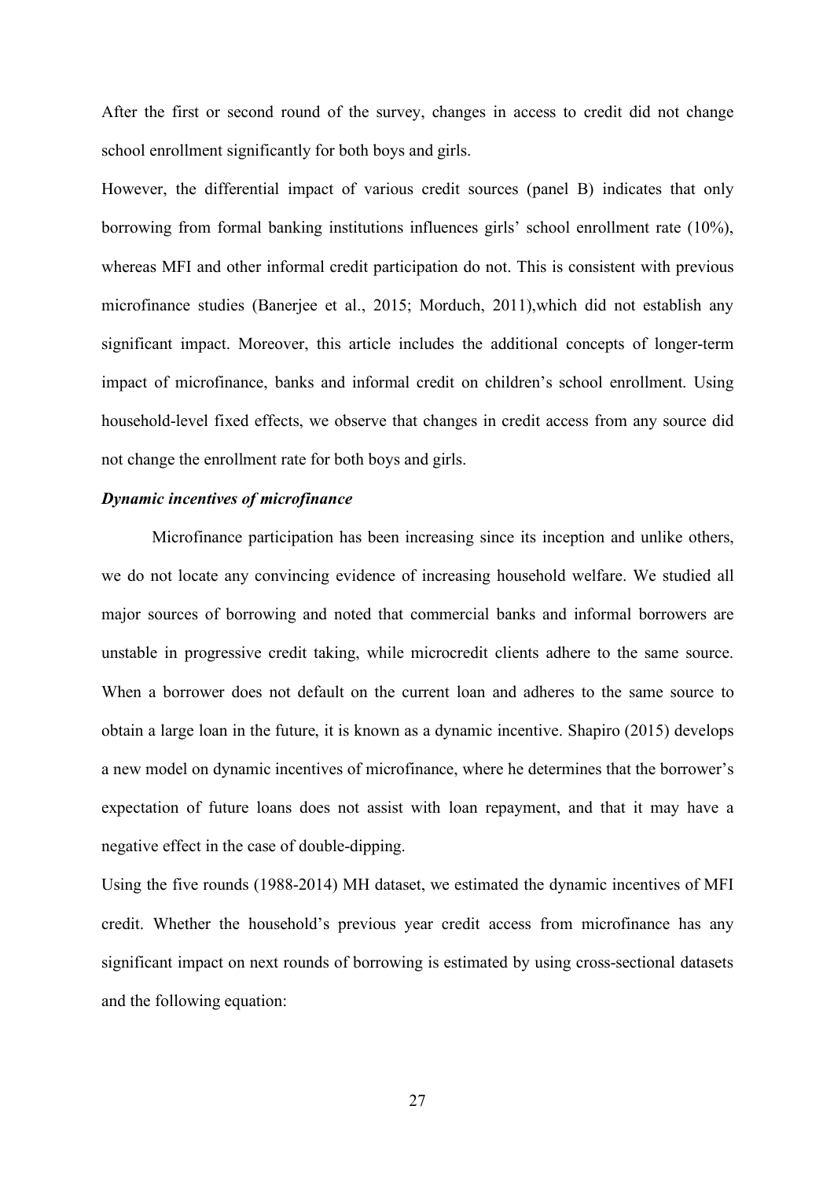After the first or second round of the survey, changes in access to credit did not change school enrollment significantly for both boys and girls.

However, the differential impact of various credit sources (panel B) indicates that only borrowing from formal banking institutions influences girls' school enrollment rate (10%), whereas MFI and other informal credit participation do not. This is consistent with previous microfinance studies (Banerjee et al., 2015; Morduch, 2011),which did not establish any significant impact. Moreover, this article includes the additional concepts of longer-term impact of microfinance, banks and informal credit on children's school enrollment. Using household-level fixed effects, we observe that changes in credit access from any source did not change the enrollment rate for both boys and girls.

***Dynamic incentives of microfinance***

Microfinance participation has been increasing since its inception and unlike others, we do not locate any convincing evidence of increasing household welfare. We studied all major sources of borrowing and noted that commercial banks and informal borrowers are unstable in progressive credit taking, while microcredit clients adhere to the same source. When a borrower does not default on the current loan and adheres to the same source to obtain a large loan in the future, it is known as a dynamic incentive. Shapiro (2015) develops a new model on dynamic incentives of microfinance, where he determines that the borrower's expectation of future loans does not assist with loan repayment, and that it may have a negative effect in the case of double-dipping.

Using the five rounds (1988-2014) MH dataset, we estimated the dynamic incentives of MFI credit. Whether the household's previous year credit access from microfinance has any significant impact on next rounds of borrowing is estimated by using cross-sectional datasets and the following equation: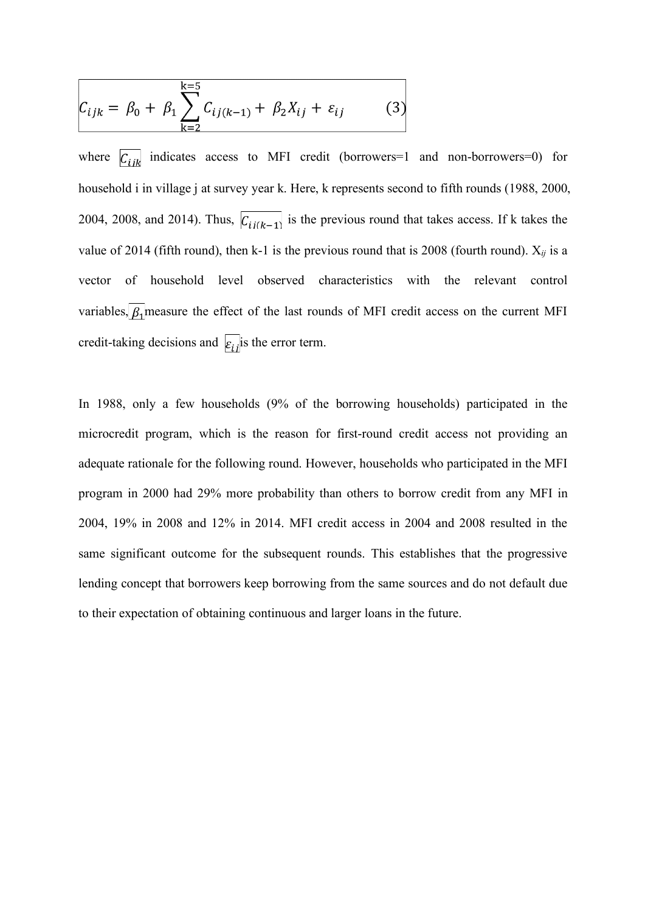$$C_{ijk} = \beta_0 + \beta_1 \sum_{k=2}^{k=5} C_{ij(k-1)} + \beta_2 X_{ij} + \varepsilon_{ij} \qquad (3)$$

where $C_{ijk}$ indicates access to MFI credit (borrowers=1 and non-borrowers=0) for household i in village j at survey year k. Here, k represents second to fifth rounds (1988, 2000, 2004, 2008, and 2014). Thus, $C_{ij(k-1)}$ is the previous round that takes access. If k takes the value of 2014 (fifth round), then k-1 is the previous round that is 2008 (fourth round). $X_{ij}$ is a vector of household level observed characteristics with the relevant control variables, $\beta_1$ measure the effect of the last rounds of MFI credit access on the current MFI credit-taking decisions and $\varepsilon_{ij}$ is the error term.

In 1988, only a few households (9% of the borrowing households) participated in the microcredit program, which is the reason for first-round credit access not providing an adequate rationale for the following round. However, households who participated in the MFI program in 2000 had 29% more probability than others to borrow credit from any MFI in 2004, 19% in 2008 and 12% in 2014. MFI credit access in 2004 and 2008 resulted in the same significant outcome for the subsequent rounds. This establishes that the progressive lending concept that borrowers keep borrowing from the same sources and do not default due to their expectation of obtaining continuous and larger loans in the future.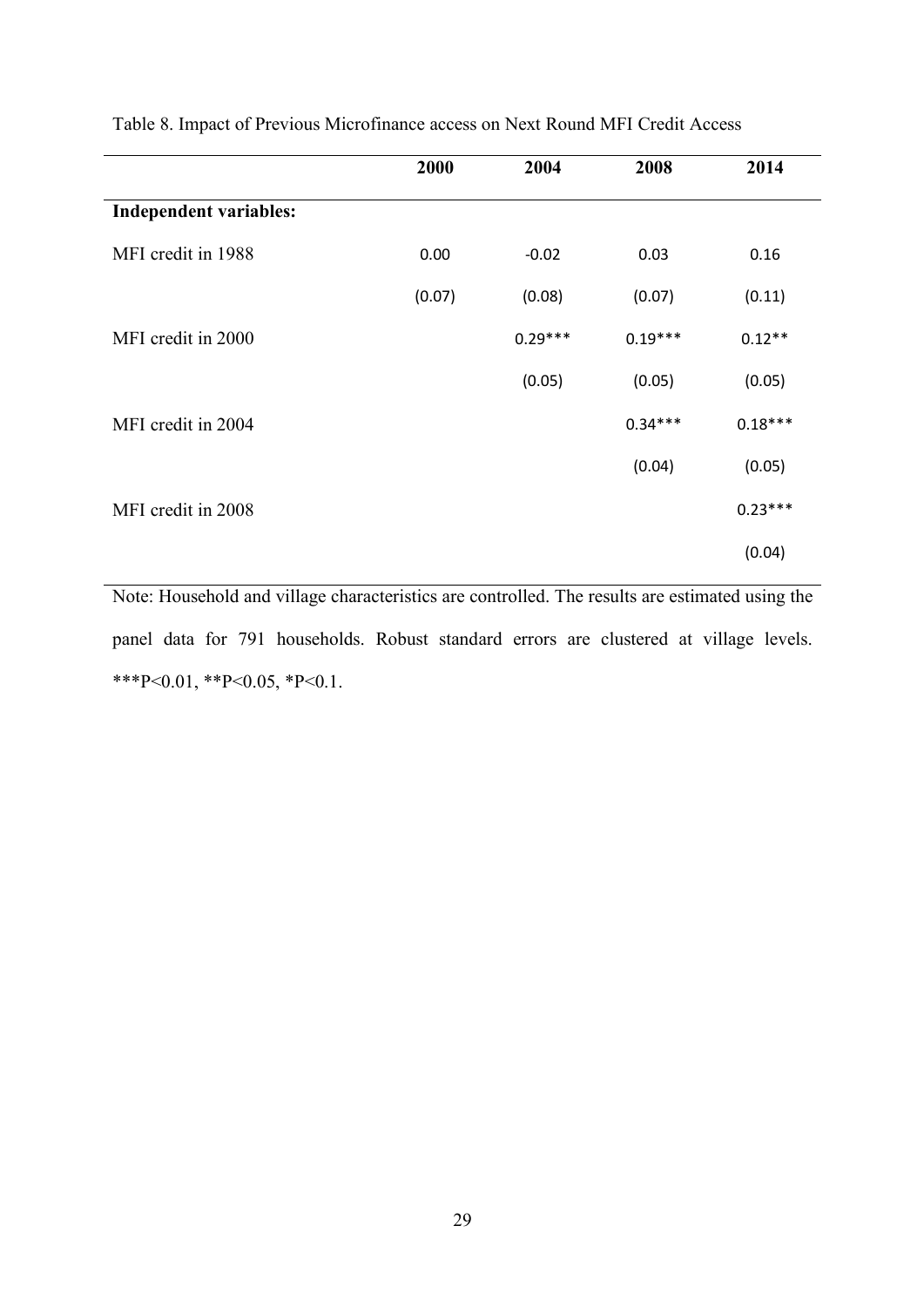Table 8. Impact of Previous Microfinance access on Next Round MFI Credit Access

| | 2000 | 2004 | 2008 | 2014 |
|---|---|---|---|---|
| **Independent variables:** | | | | |
| MFI credit in 1988 | 0.00 | -0.02 | 0.03 | 0.16 |
| | (0.07) | (0.08) | (0.07) | (0.11) |
| MFI credit in 2000 | | 0.29*** | 0.19*** | 0.12** |
| | | (0.05) | (0.05) | (0.05) |
| MFI credit in 2004 | | | 0.34*** | 0.18*** |
| | | | (0.04) | (0.05) |
| MFI credit in 2008 | | | | 0.23*** |
| | | | | (0.04) |

Note: Household and village characteristics are controlled. The results are estimated using the panel data for 791 households. Robust standard errors are clustered at village levels. ***P<0.01, **P<0.05, *P<0.1.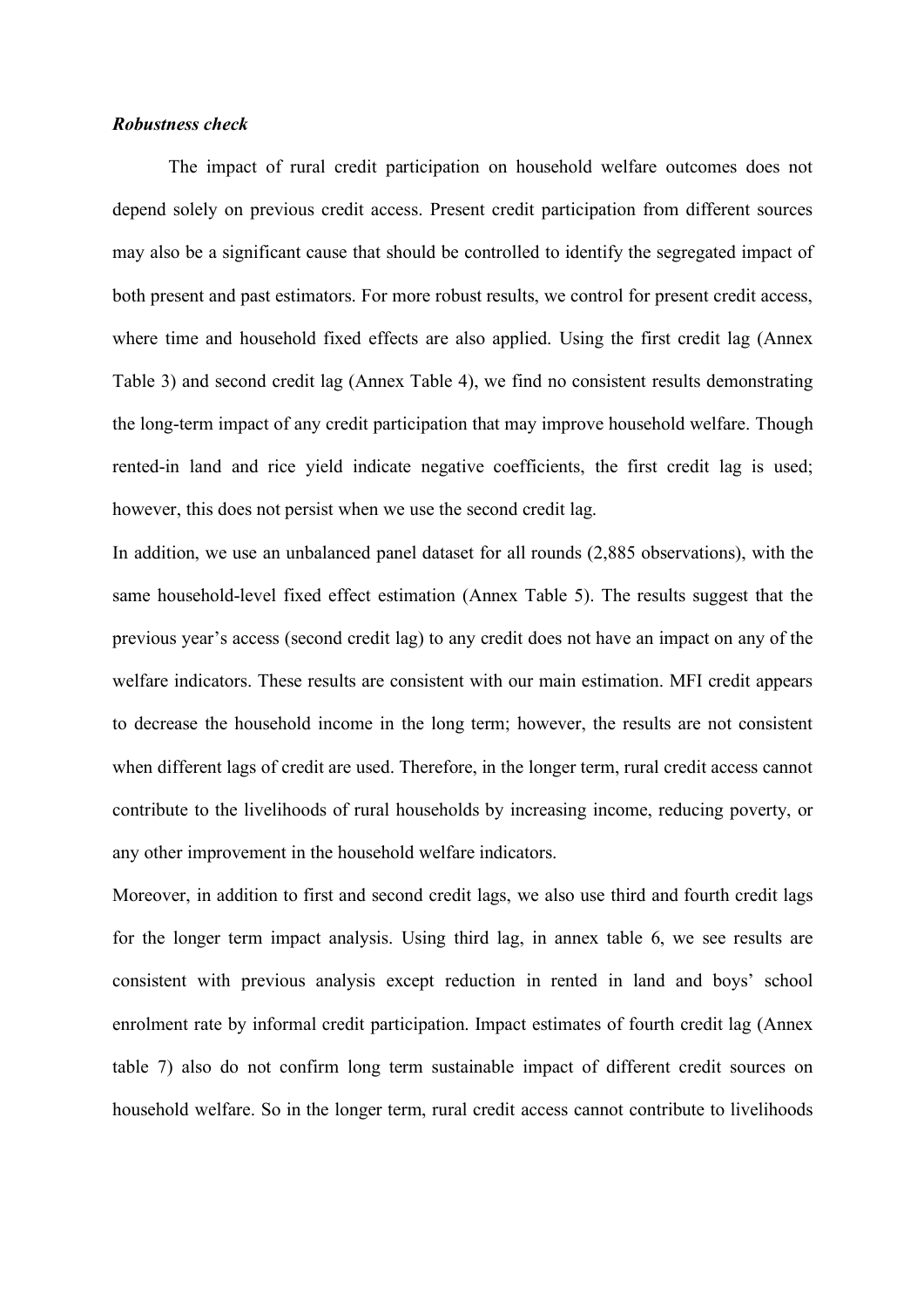***Robustness check***

The impact of rural credit participation on household welfare outcomes does not depend solely on previous credit access. Present credit participation from different sources may also be a significant cause that should be controlled to identify the segregated impact of both present and past estimators. For more robust results, we control for present credit access, where time and household fixed effects are also applied. Using the first credit lag (Annex Table 3) and second credit lag (Annex Table 4), we find no consistent results demonstrating the long-term impact of any credit participation that may improve household welfare. Though rented-in land and rice yield indicate negative coefficients, the first credit lag is used; however, this does not persist when we use the second credit lag.

In addition, we use an unbalanced panel dataset for all rounds (2,885 observations), with the same household-level fixed effect estimation (Annex Table 5). The results suggest that the previous year's access (second credit lag) to any credit does not have an impact on any of the welfare indicators. These results are consistent with our main estimation. MFI credit appears to decrease the household income in the long term; however, the results are not consistent when different lags of credit are used. Therefore, in the longer term, rural credit access cannot contribute to the livelihoods of rural households by increasing income, reducing poverty, or any other improvement in the household welfare indicators.

Moreover, in addition to first and second credit lags, we also use third and fourth credit lags for the longer term impact analysis. Using third lag, in annex table 6, we see results are consistent with previous analysis except reduction in rented in land and boys' school enrolment rate by informal credit participation. Impact estimates of fourth credit lag (Annex table 7) also do not confirm long term sustainable impact of different credit sources on household welfare. So in the longer term, rural credit access cannot contribute to livelihoods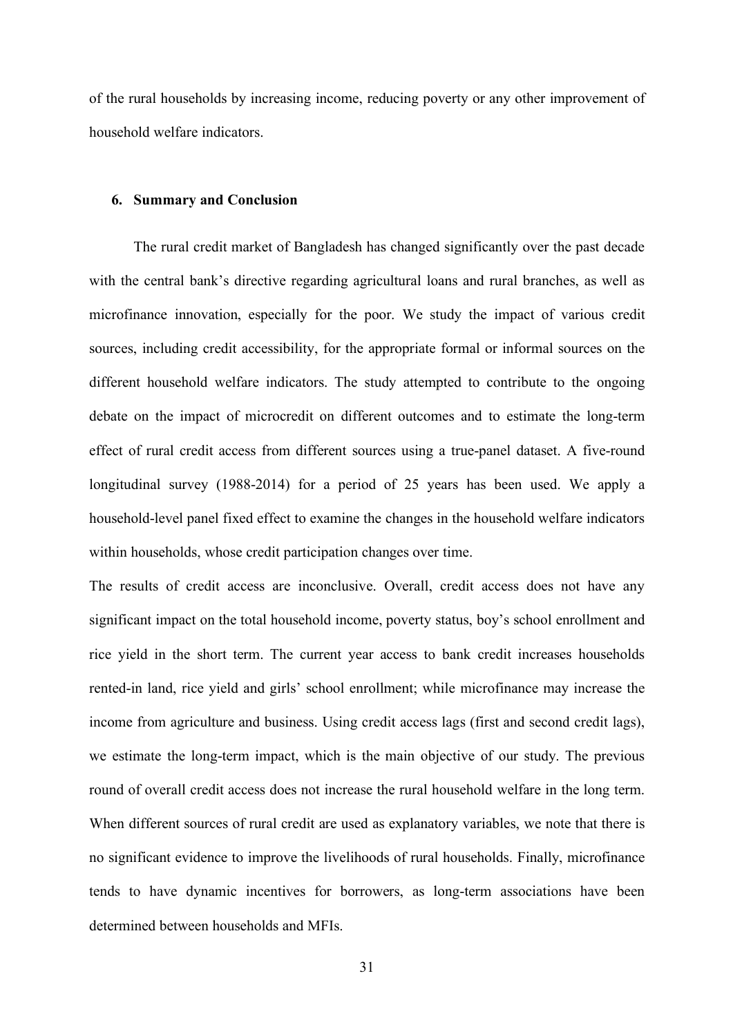of the rural households by increasing income, reducing poverty or any other improvement of household welfare indicators.

## 6. Summary and Conclusion

The rural credit market of Bangladesh has changed significantly over the past decade with the central bank's directive regarding agricultural loans and rural branches, as well as microfinance innovation, especially for the poor. We study the impact of various credit sources, including credit accessibility, for the appropriate formal or informal sources on the different household welfare indicators. The study attempted to contribute to the ongoing debate on the impact of microcredit on different outcomes and to estimate the long-term effect of rural credit access from different sources using a true-panel dataset. A five-round longitudinal survey (1988-2014) for a period of 25 years has been used. We apply a household-level panel fixed effect to examine the changes in the household welfare indicators within households, whose credit participation changes over time.

The results of credit access are inconclusive. Overall, credit access does not have any significant impact on the total household income, poverty status, boy's school enrollment and rice yield in the short term. The current year access to bank credit increases households rented-in land, rice yield and girls' school enrollment; while microfinance may increase the income from agriculture and business. Using credit access lags (first and second credit lags), we estimate the long-term impact, which is the main objective of our study. The previous round of overall credit access does not increase the rural household welfare in the long term. When different sources of rural credit are used as explanatory variables, we note that there is no significant evidence to improve the livelihoods of rural households. Finally, microfinance tends to have dynamic incentives for borrowers, as long-term associations have been determined between households and MFIs.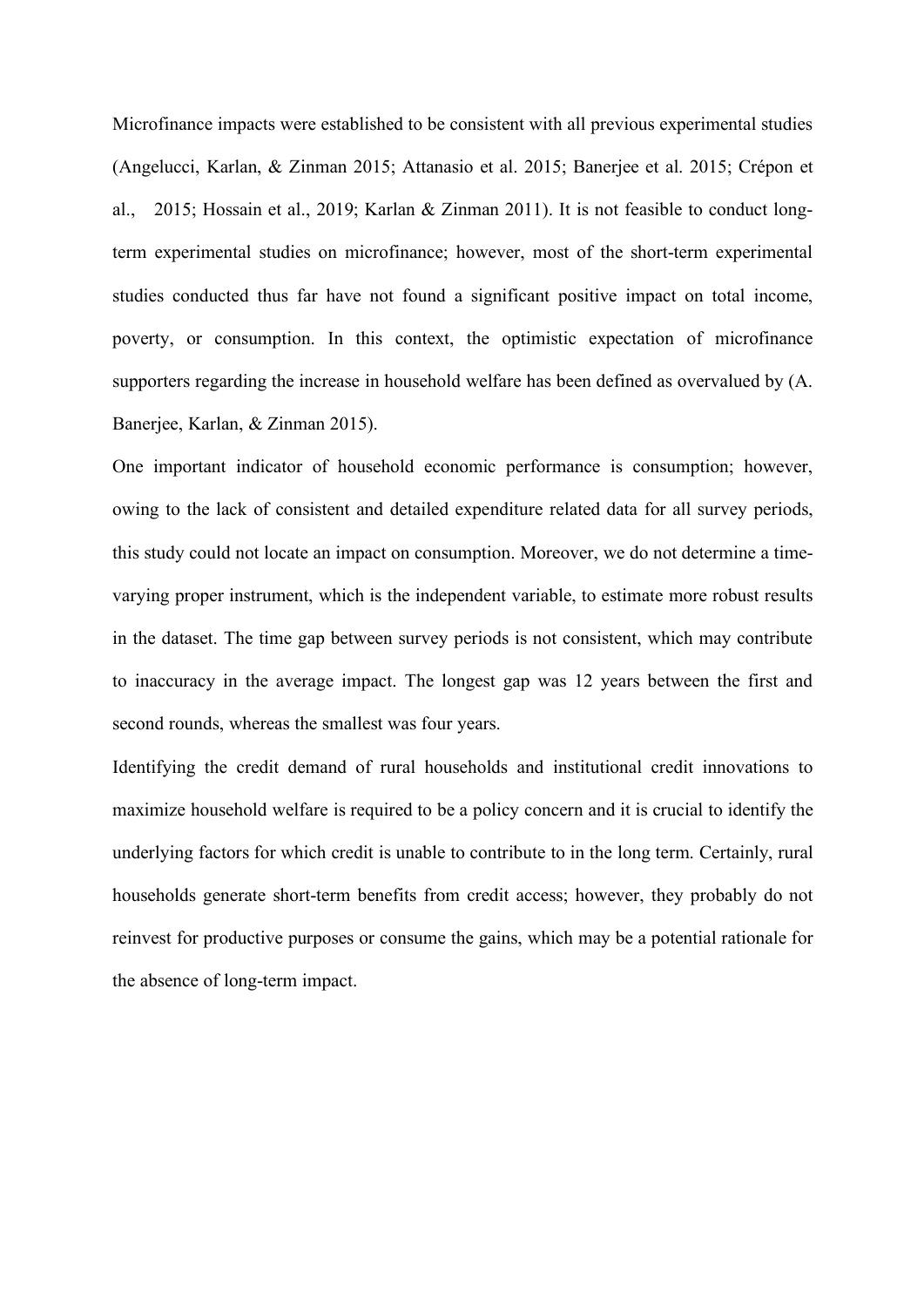Microfinance impacts were established to be consistent with all previous experimental studies (Angelucci, Karlan, & Zinman 2015; Attanasio et al. 2015; Banerjee et al. 2015; Crépon et al., 2015; Hossain et al., 2019; Karlan & Zinman 2011). It is not feasible to conduct long-term experimental studies on microfinance; however, most of the short-term experimental studies conducted thus far have not found a significant positive impact on total income, poverty, or consumption. In this context, the optimistic expectation of microfinance supporters regarding the increase in household welfare has been defined as overvalued by (A. Banerjee, Karlan, & Zinman 2015).

One important indicator of household economic performance is consumption; however, owing to the lack of consistent and detailed expenditure related data for all survey periods, this study could not locate an impact on consumption. Moreover, we do not determine a time-varying proper instrument, which is the independent variable, to estimate more robust results in the dataset. The time gap between survey periods is not consistent, which may contribute to inaccuracy in the average impact. The longest gap was 12 years between the first and second rounds, whereas the smallest was four years.

Identifying the credit demand of rural households and institutional credit innovations to maximize household welfare is required to be a policy concern and it is crucial to identify the underlying factors for which credit is unable to contribute to in the long term. Certainly, rural households generate short-term benefits from credit access; however, they probably do not reinvest for productive purposes or consume the gains, which may be a potential rationale for the absence of long-term impact.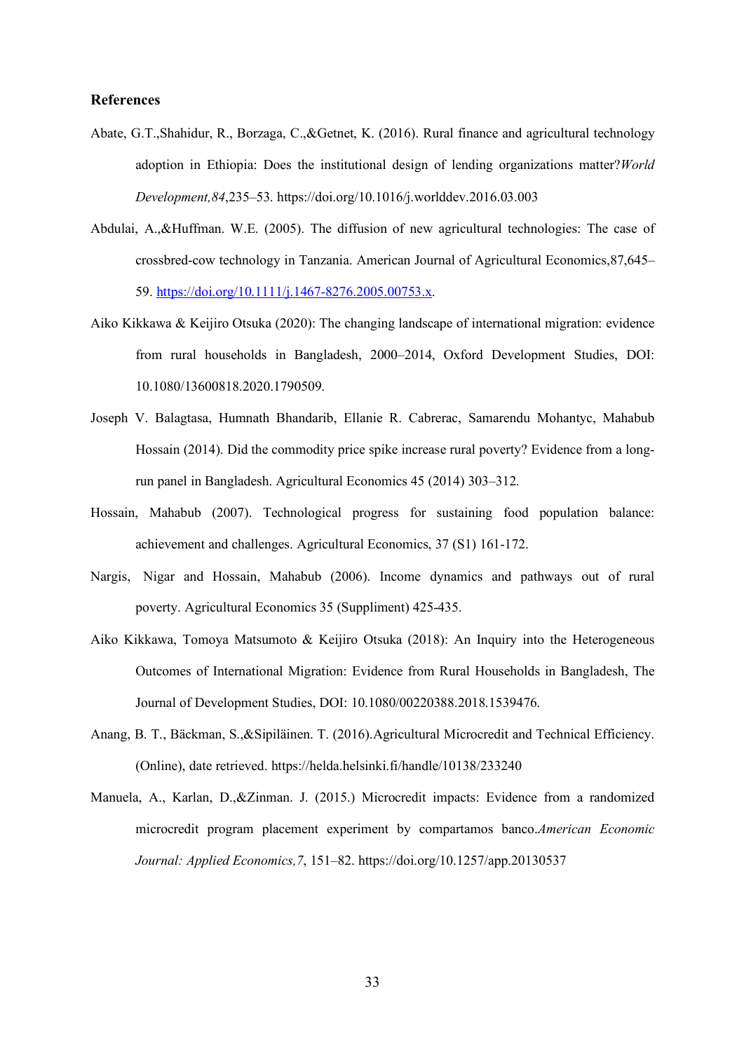**References**

Abate, G.T.,Shahidur, R., Borzaga, C.,&Getnet, K. (2016). Rural finance and agricultural technology adoption in Ethiopia: Does the institutional design of lending organizations matter?*World Development,84*,235–53. https://doi.org/10.1016/j.worlddev.2016.03.003

Abdulai, A.,&Huffman. W.E. (2005). The diffusion of new agricultural technologies: The case of crossbred-cow technology in Tanzania. American Journal of Agricultural Economics,87,645–59. https://doi.org/10.1111/j.1467-8276.2005.00753.x.

Aiko Kikkawa & Keijiro Otsuka (2020): The changing landscape of international migration: evidence from rural households in Bangladesh, 2000–2014, Oxford Development Studies, DOI: 10.1080/13600818.2020.1790509.

Joseph V. Balagtasa, Humnath Bhandarib, Ellanie R. Cabrerac, Samarendu Mohantyc, Mahabub Hossain (2014). Did the commodity price spike increase rural poverty? Evidence from a long-run panel in Bangladesh. Agricultural Economics 45 (2014) 303–312.

Hossain, Mahabub (2007). Technological progress for sustaining food population balance: achievement and challenges. Agricultural Economics, 37 (S1) 161-172.

Nargis, Nigar and Hossain, Mahabub (2006). Income dynamics and pathways out of rural poverty. Agricultural Economics 35 (Suppliment) 425-435.

Aiko Kikkawa, Tomoya Matsumoto & Keijiro Otsuka (2018): An Inquiry into the Heterogeneous Outcomes of International Migration: Evidence from Rural Households in Bangladesh, The Journal of Development Studies, DOI: 10.1080/00220388.2018.1539476.

Anang, B. T., Bäckman, S.,&Sipiläinen. T. (2016).Agricultural Microcredit and Technical Efficiency. (Online), date retrieved. https://helda.helsinki.fi/handle/10138/233240

Manuela, A., Karlan, D.,&Zinman. J. (2015.) Microcredit impacts: Evidence from a randomized microcredit program placement experiment by compartamos banco.*American Economic Journal: Applied Economics,7*, 151–82. https://doi.org/10.1257/app.20130537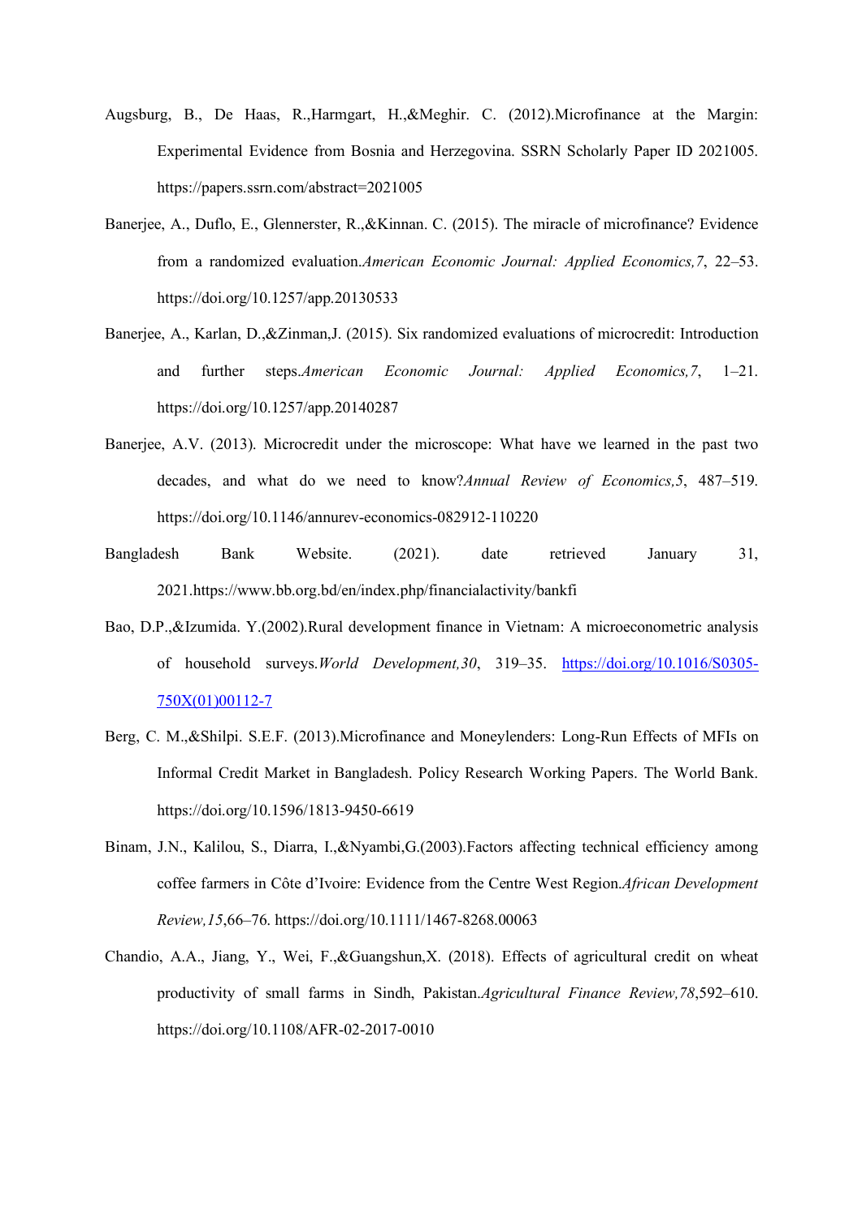Augsburg, B., De Haas, R.,Harmgart, H.,&Meghir. C. (2012).Microfinance at the Margin: Experimental Evidence from Bosnia and Herzegovina. SSRN Scholarly Paper ID 2021005. https://papers.ssrn.com/abstract=2021005

Banerjee, A., Duflo, E., Glennerster, R.,&Kinnan. C. (2015). The miracle of microfinance? Evidence from a randomized evaluation.*American Economic Journal: Applied Economics,7*, 22–53. https://doi.org/10.1257/app.20130533

Banerjee, A., Karlan, D.,&Zinman,J. (2015). Six randomized evaluations of microcredit: Introduction and further steps.*American Economic Journal: Applied Economics,7*, 1–21. https://doi.org/10.1257/app.20140287

Banerjee, A.V. (2013). Microcredit under the microscope: What have we learned in the past two decades, and what do we need to know?*Annual Review of Economics,5*, 487–519. https://doi.org/10.1146/annurev-economics-082912-110220

Bangladesh Bank Website. (2021). date retrieved January 31, 2021.https://www.bb.org.bd/en/index.php/financialactivity/bankfi

Bao, D.P.,&Izumida. Y.(2002).Rural development finance in Vietnam: A microeconometric analysis of household surveys.*World Development,30*, 319–35. [https://doi.org/10.1016/S0305-750X(01)00112-7](https://doi.org/10.1016/S0305-750X(01)00112-7)

Berg, C. M.,&Shilpi. S.E.F. (2013).Microfinance and Moneylenders: Long-Run Effects of MFIs on Informal Credit Market in Bangladesh. Policy Research Working Papers. The World Bank. https://doi.org/10.1596/1813-9450-6619

Binam, J.N., Kalilou, S., Diarra, I.,&Nyambi,G.(2003).Factors affecting technical efficiency among coffee farmers in Côte d'Ivoire: Evidence from the Centre West Region.*African Development Review,15*,66–76. https://doi.org/10.1111/1467-8268.00063

Chandio, A.A., Jiang, Y., Wei, F.,&Guangshun,X. (2018). Effects of agricultural credit on wheat productivity of small farms in Sindh, Pakistan.*Agricultural Finance Review,78*,592–610. https://doi.org/10.1108/AFR-02-2017-0010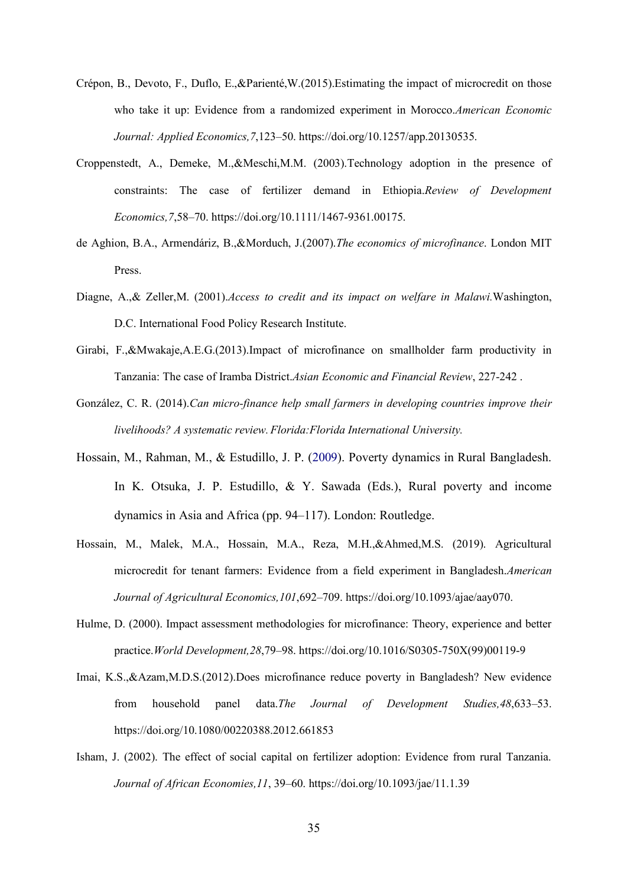Crépon, B., Devoto, F., Duflo, E.,&Parienté,W.(2015).Estimating the impact of microcredit on those who take it up: Evidence from a randomized experiment in Morocco.*American Economic Journal: Applied Economics,7*,123–50. https://doi.org/10.1257/app.20130535.

Croppenstedt, A., Demeke, M.,&Meschi,M.M. (2003).Technology adoption in the presence of constraints: The case of fertilizer demand in Ethiopia.*Review of Development Economics,7*,58–70. https://doi.org/10.1111/1467-9361.00175.

de Aghion, B.A., Armendáriz, B.,&Morduch, J.(2007).*The economics of microfinance*. London MIT Press.

Diagne, A.,& Zeller,M. (2001).*Access to credit and its impact on welfare in Malawi.*Washington, D.C. International Food Policy Research Institute.

Girabi, F.,&Mwakaje,A.E.G.(2013).Impact of microfinance on smallholder farm productivity in Tanzania: The case of Iramba District.*Asian Economic and Financial Review*, 227-242 .

González, C. R. (2014).*Can micro-finance help small farmers in developing countries improve their livelihoods? A systematic review. Florida:Florida International University.*

Hossain, M., Rahman, M., & Estudillo, J. P. (2009). Poverty dynamics in Rural Bangladesh. In K. Otsuka, J. P. Estudillo, & Y. Sawada (Eds.), Rural poverty and income dynamics in Asia and Africa (pp. 94–117). London: Routledge.

Hossain, M., Malek, M.A., Hossain, M.A., Reza, M.H.,&Ahmed,M.S. (2019). Agricultural microcredit for tenant farmers: Evidence from a field experiment in Bangladesh.*American Journal of Agricultural Economics,101*,692–709. https://doi.org/10.1093/ajae/aay070.

Hulme, D. (2000). Impact assessment methodologies for microfinance: Theory, experience and better practice.*World Development,28*,79–98. https://doi.org/10.1016/S0305-750X(99)00119-9

Imai, K.S.,&Azam,M.D.S.(2012).Does microfinance reduce poverty in Bangladesh? New evidence from household panel data.*The Journal of Development Studies,48*,633–53. https://doi.org/10.1080/00220388.2012.661853

Isham, J. (2002). The effect of social capital on fertilizer adoption: Evidence from rural Tanzania. *Journal of African Economies,11*, 39–60. https://doi.org/10.1093/jae/11.1.39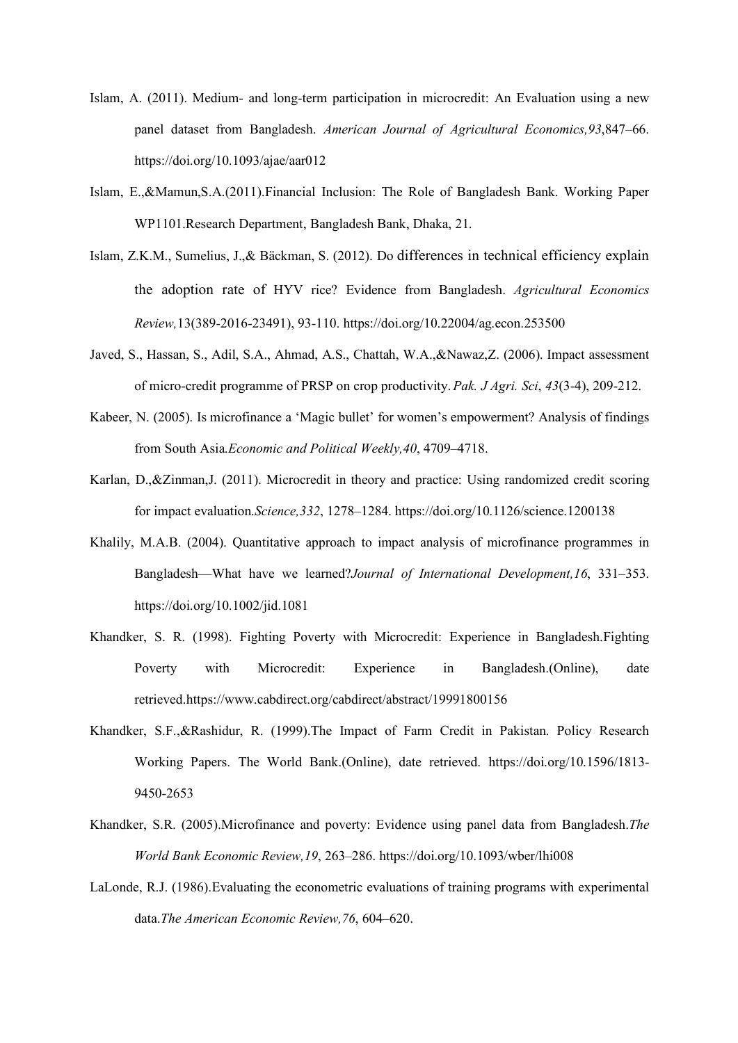Islam, A. (2011). Medium- and long-term participation in microcredit: An Evaluation using a new panel dataset from Bangladesh. *American Journal of Agricultural Economics,93*,847–66. https://doi.org/10.1093/ajae/aar012

Islam, E.,&Mamun,S.A.(2011).Financial Inclusion: The Role of Bangladesh Bank. Working Paper WP1101.Research Department, Bangladesh Bank, Dhaka, 21.

Islam, Z.K.M., Sumelius, J.,& Bäckman, S. (2012). Do differences in technical efficiency explain the adoption rate of HYV rice? Evidence from Bangladesh. *Agricultural Economics Review,*13(389-2016-23491), 93-110. https://doi.org/10.22004/ag.econ.253500

Javed, S., Hassan, S., Adil, S.A., Ahmad, A.S., Chattah, W.A.,&Nawaz,Z. (2006). Impact assessment of micro-credit programme of PRSP on crop productivity. *Pak. J Agri. Sci*, *43*(3-4), 209-212.

Kabeer, N. (2005). Is microfinance a 'Magic bullet' for women's empowerment? Analysis of findings from South Asia.*Economic and Political Weekly,40*, 4709–4718.

Karlan, D.,&Zinman,J. (2011). Microcredit in theory and practice: Using randomized credit scoring for impact evaluation.*Science,332*, 1278–1284. https://doi.org/10.1126/science.1200138

Khalily, M.A.B. (2004). Quantitative approach to impact analysis of microfinance programmes in Bangladesh—What have we learned?*Journal of International Development,16*, 331–353. https://doi.org/10.1002/jid.1081

Khandker, S. R. (1998). Fighting Poverty with Microcredit: Experience in Bangladesh.Fighting Poverty with Microcredit: Experience in Bangladesh.(Online), date retrieved.https://www.cabdirect.org/cabdirect/abstract/19991800156

Khandker, S.F.,&Rashidur, R. (1999).The Impact of Farm Credit in Pakistan. Policy Research Working Papers. The World Bank.(Online), date retrieved. https://doi.org/10.1596/1813-9450-2653

Khandker, S.R. (2005).Microfinance and poverty: Evidence using panel data from Bangladesh.*The World Bank Economic Review,19*, 263–286. https://doi.org/10.1093/wber/lhi008

LaLonde, R.J. (1986).Evaluating the econometric evaluations of training programs with experimental data.*The American Economic Review,76*, 604–620.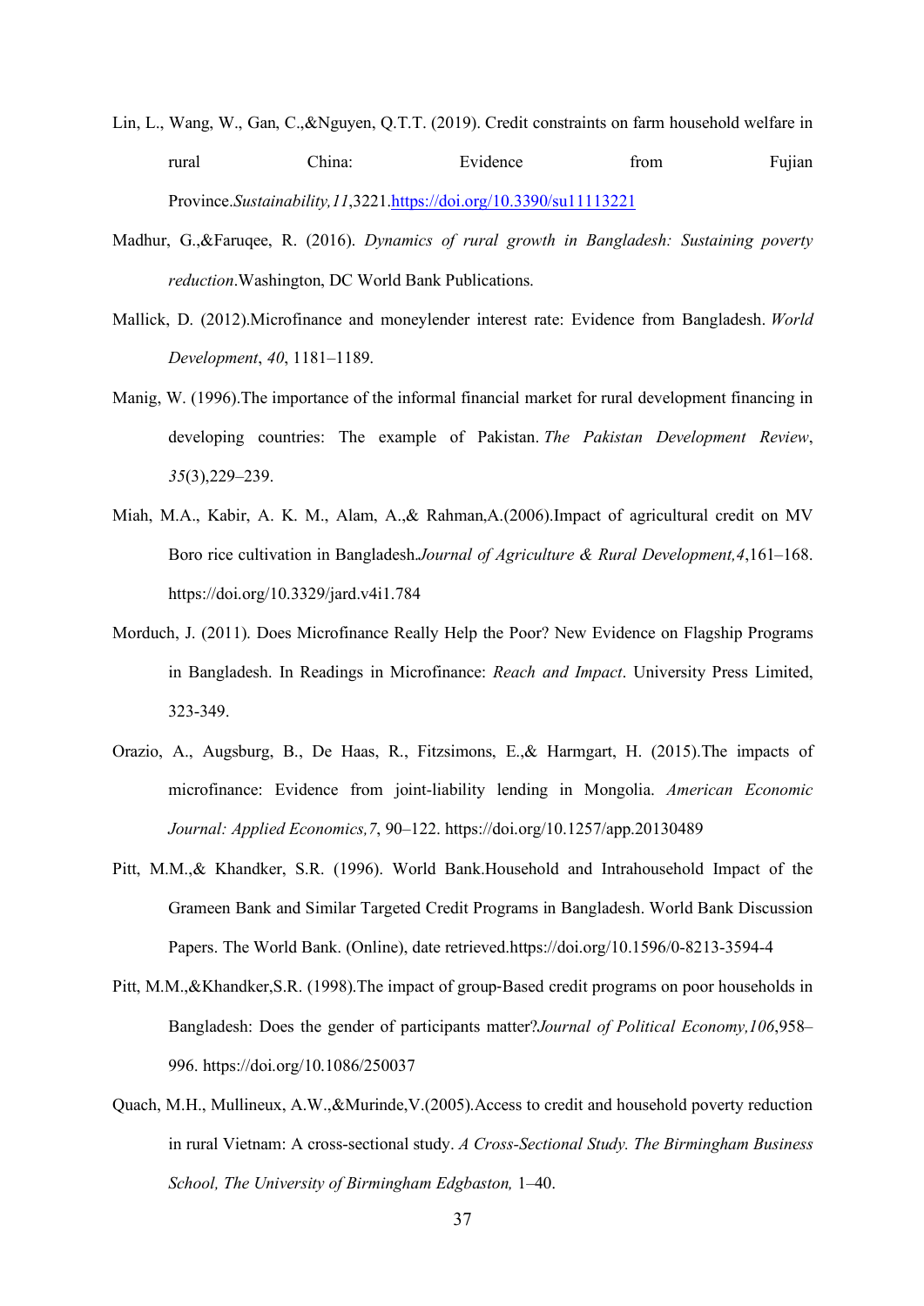Lin, L., Wang, W., Gan, C.,&Nguyen, Q.T.T. (2019). Credit constraints on farm household welfare in rural China: Evidence from Fujian Province.*Sustainability,11*,3221.https://doi.org/10.3390/su11113221

Madhur, G.,&Faruqee, R. (2016). *Dynamics of rural growth in Bangladesh: Sustaining poverty reduction*.Washington, DC World Bank Publications.

Mallick, D. (2012).Microfinance and moneylender interest rate: Evidence from Bangladesh. *World Development*, *40*, 1181–1189.

Manig, W. (1996).The importance of the informal financial market for rural development financing in developing countries: The example of Pakistan. *The Pakistan Development Review*, *35*(3),229–239.

Miah, M.A., Kabir, A. K. M., Alam, A.,& Rahman,A.(2006).Impact of agricultural credit on MV Boro rice cultivation in Bangladesh.*Journal of Agriculture & Rural Development,4*,161–168. https://doi.org/10.3329/jard.v4i1.784

Morduch, J. (2011). Does Microfinance Really Help the Poor? New Evidence on Flagship Programs in Bangladesh. In Readings in Microfinance: *Reach and Impact*. University Press Limited, 323-349.

Orazio, A., Augsburg, B., De Haas, R., Fitzsimons, E.,& Harmgart, H. (2015).The impacts of microfinance: Evidence from joint-liability lending in Mongolia. *American Economic Journal: Applied Economics,7*, 90–122. https://doi.org/10.1257/app.20130489

Pitt, M.M.,& Khandker, S.R. (1996). World Bank.Household and Intrahousehold Impact of the Grameen Bank and Similar Targeted Credit Programs in Bangladesh. World Bank Discussion Papers. The World Bank. (Online), date retrieved.https://doi.org/10.1596/0-8213-3594-4

Pitt, M.M.,&Khandker,S.R. (1998).The impact of group-Based credit programs on poor households in Bangladesh: Does the gender of participants matter?*Journal of Political Economy,106*,958–996. https://doi.org/10.1086/250037

Quach, M.H., Mullineux, A.W.,&Murinde,V.(2005).Access to credit and household poverty reduction in rural Vietnam: A cross-sectional study. *A Cross-Sectional Study. The Birmingham Business School, The University of Birmingham Edgbaston,* 1–40.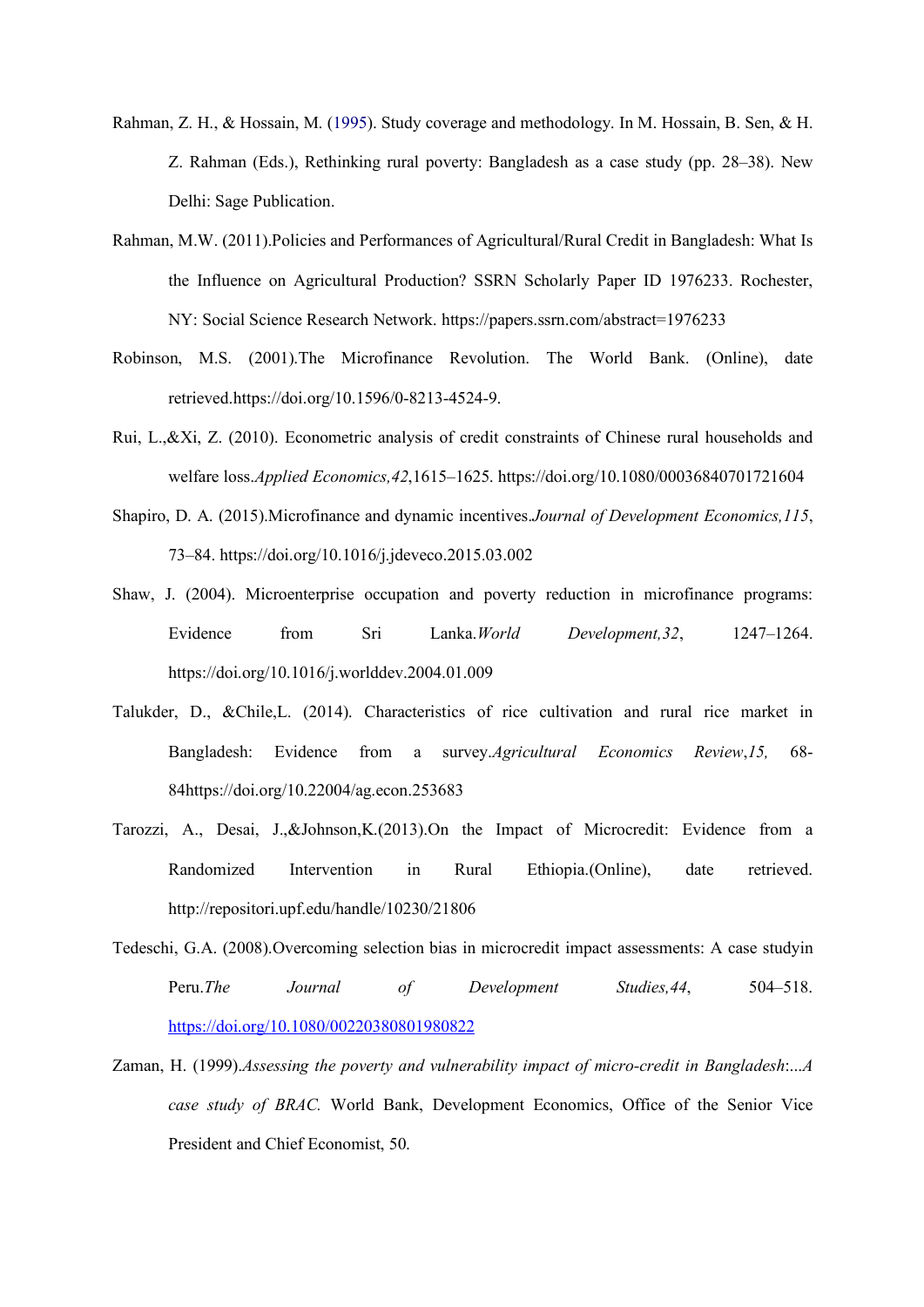Rahman, Z. H., & Hossain, M. (1995). Study coverage and methodology. In M. Hossain, B. Sen, & H. Z. Rahman (Eds.), Rethinking rural poverty: Bangladesh as a case study (pp. 28–38). New Delhi: Sage Publication.

Rahman, M.W. (2011).Policies and Performances of Agricultural/Rural Credit in Bangladesh: What Is the Influence on Agricultural Production? SSRN Scholarly Paper ID 1976233. Rochester, NY: Social Science Research Network. https://papers.ssrn.com/abstract=1976233

Robinson, M.S. (2001).The Microfinance Revolution. The World Bank. (Online), date retrieved.https://doi.org/10.1596/0-8213-4524-9.

Rui, L.,&Xi, Z. (2010). Econometric analysis of credit constraints of Chinese rural households and welfare loss.*Applied Economics,42*,1615–1625. https://doi.org/10.1080/00036840701721604

Shapiro, D. A. (2015).Microfinance and dynamic incentives.*Journal of Development Economics,115*, 73–84. https://doi.org/10.1016/j.jdeveco.2015.03.002

Shaw, J. (2004). Microenterprise occupation and poverty reduction in microfinance programs: Evidence from Sri Lanka.*World Development,32*, 1247–1264. https://doi.org/10.1016/j.worlddev.2004.01.009

Talukder, D., &Chile,L. (2014). Characteristics of rice cultivation and rural rice market in Bangladesh: Evidence from a survey.*Agricultural Economics Review*,*15,* 68-84https://doi.org/10.22004/ag.econ.253683

Tarozzi, A., Desai, J.,&Johnson,K.(2013).On the Impact of Microcredit: Evidence from a Randomized Intervention in Rural Ethiopia.(Online), date retrieved. http://repositori.upf.edu/handle/10230/21806

Tedeschi, G.A. (2008).Overcoming selection bias in microcredit impact assessments: A case studyin Peru.*The Journal of Development Studies,44*, 504–518. https://doi.org/10.1080/00220380801980822

Zaman, H. (1999).*Assessing the poverty and vulnerability impact of micro-credit in Bangladesh:...A case study of BRAC.* World Bank, Development Economics, Office of the Senior Vice President and Chief Economist, 50.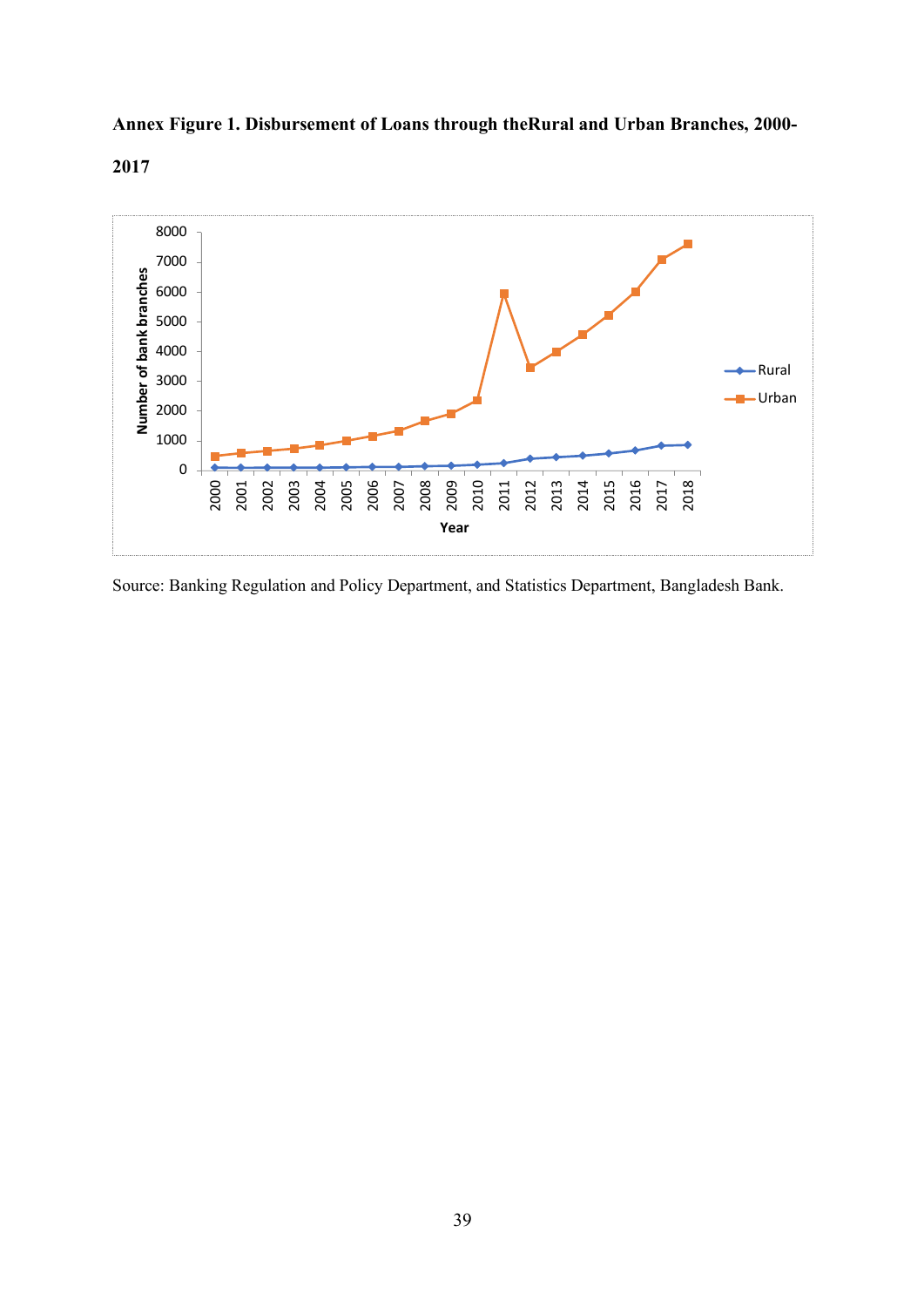**Annex Figure 1. Disbursement of Loans through theRural and Urban Branches, 2000-2017**

Source: Banking Regulation and Policy Department, and Statistics Department, Bangladesh Bank.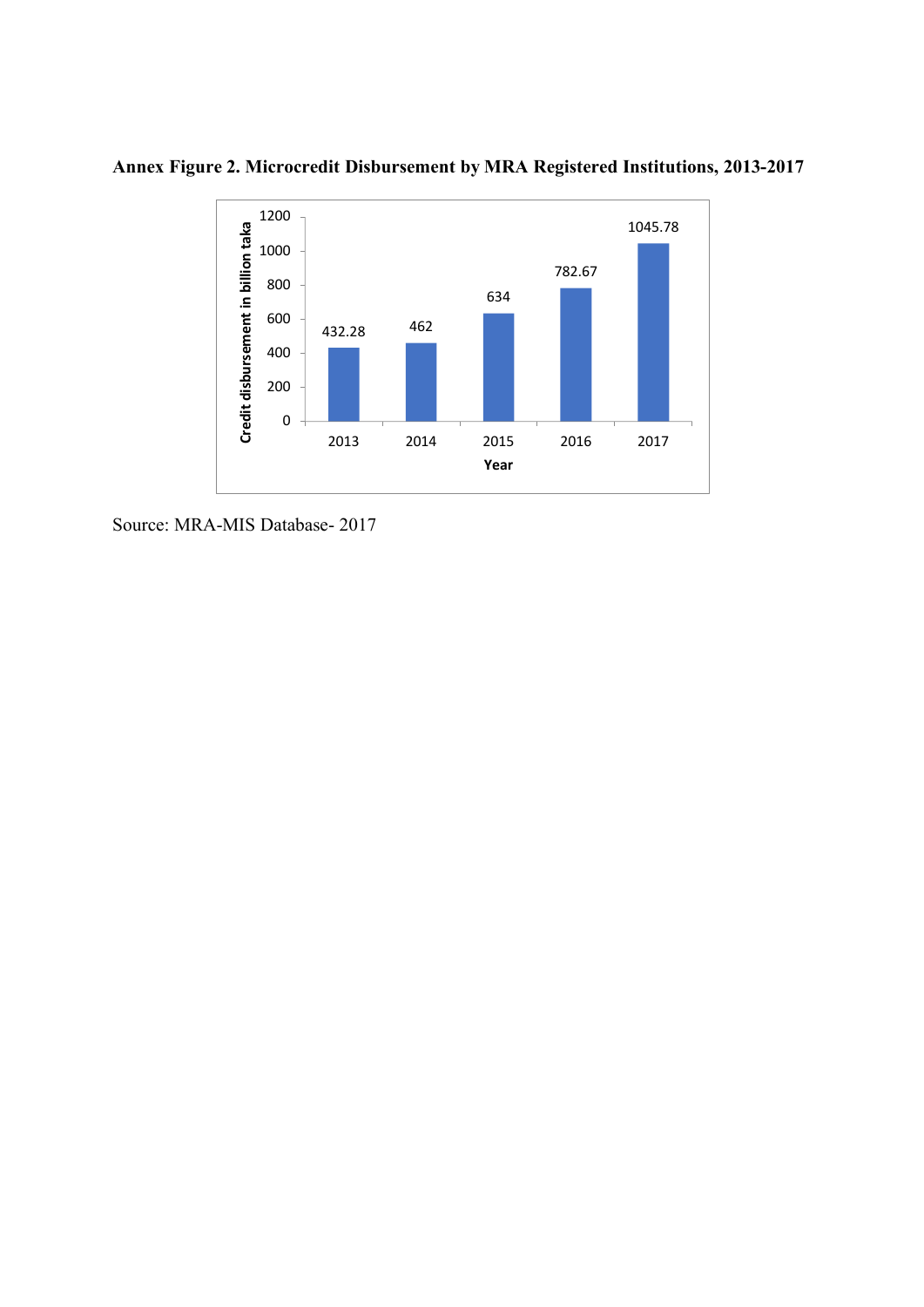**Annex Figure 2. Microcredit Disbursement by MRA Registered Institutions, 2013-2017**

| Year | Credit disbursement in billion taka |
| --- | --- |
| 2013 | 432.28 |
| 2014 | 462 |
| 2015 | 634 |
| 2016 | 782.67 |
| 2017 | 1045.78 |

Source: MRA-MIS Database- 2017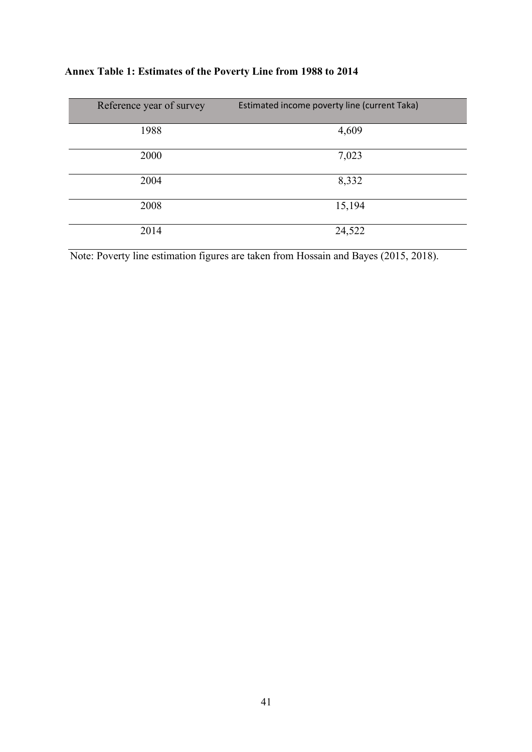**Annex Table 1: Estimates of the Poverty Line from 1988 to 2014**

| Reference year of survey | Estimated income poverty line (current Taka) |
|---|---|
| 1988 | 4,609 |
| 2000 | 7,023 |
| 2004 | 8,332 |
| 2008 | 15,194 |
| 2014 | 24,522 |

Note: Poverty line estimation figures are taken from Hossain and Bayes (2015, 2018).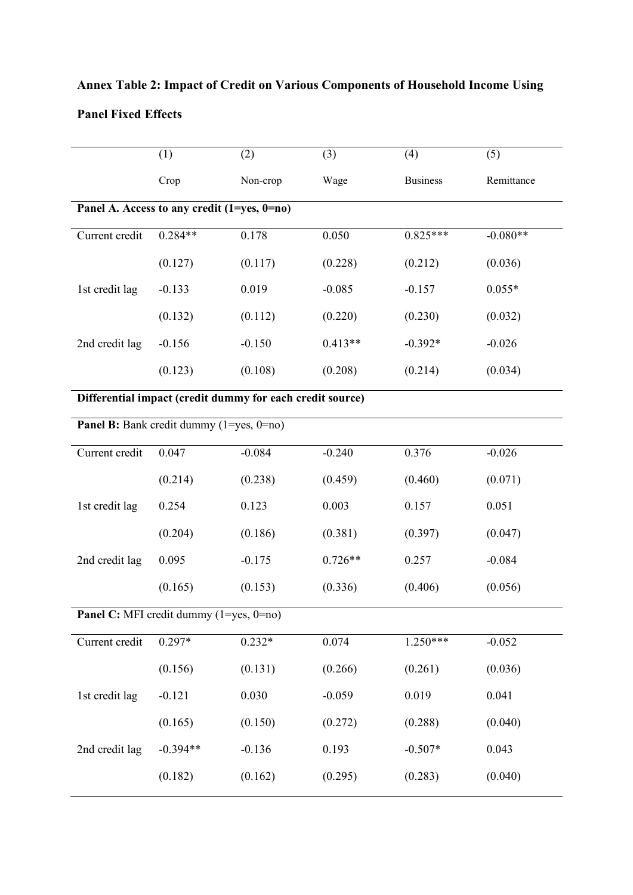**Annex Table 2: Impact of Credit on Various Components of Household Income Using Panel Fixed Effects**

| | (1) | (2) | (3) | (4) | (5) |
|---|---|---|---|---|---|
| | Crop | Non-crop | Wage | Business | Remittance |
| **Panel A. Access to any credit (1=yes, 0=no)** | | | | | |
| Current credit | 0.284** | 0.178 | 0.050 | 0.825*** | -0.080** |
| | (0.127) | (0.117) | (0.228) | (0.212) | (0.036) |
| 1st credit lag | -0.133 | 0.019 | -0.085 | -0.157 | 0.055* |
| | (0.132) | (0.112) | (0.220) | (0.230) | (0.032) |
| 2nd credit lag | -0.156 | -0.150 | 0.413** | -0.392* | -0.026 |
| | (0.123) | (0.108) | (0.208) | (0.214) | (0.034) |
| **Differential impact (credit dummy for each credit source)** | | | | | |
| **Panel B:** Bank credit dummy (1=yes, 0=no) | | | | | |
| Current credit | 0.047 | -0.084 | -0.240 | 0.376 | -0.026 |
| | (0.214) | (0.238) | (0.459) | (0.460) | (0.071) |
| 1st credit lag | 0.254 | 0.123 | 0.003 | 0.157 | 0.051 |
| | (0.204) | (0.186) | (0.381) | (0.397) | (0.047) |
| 2nd credit lag | 0.095 | -0.175 | 0.726** | 0.257 | -0.084 |
| | (0.165) | (0.153) | (0.336) | (0.406) | (0.056) |
| **Panel C:** MFI credit dummy (1=yes, 0=no) | | | | | |
| Current credit | 0.297* | 0.232* | 0.074 | 1.250*** | -0.052 |
| | (0.156) | (0.131) | (0.266) | (0.261) | (0.036) |
| 1st credit lag | -0.121 | 0.030 | -0.059 | 0.019 | 0.041 |
| | (0.165) | (0.150) | (0.272) | (0.288) | (0.040) |
| 2nd credit lag | -0.394** | -0.136 | 0.193 | -0.507* | 0.043 |
| | (0.182) | (0.162) | (0.295) | (0.283) | (0.040) |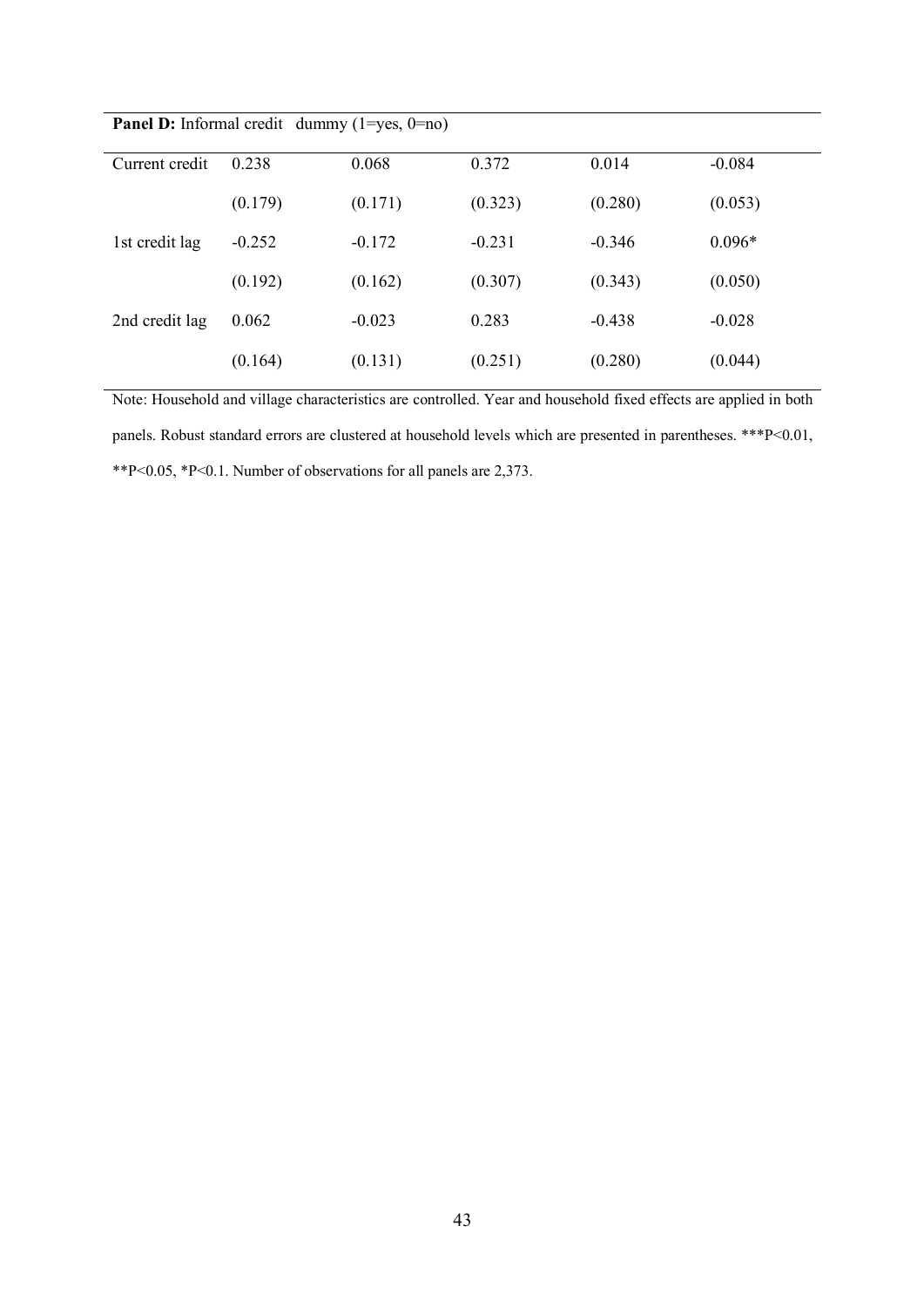| **Panel D:** Informal credit dummy (1=yes, 0=no) | | | | | |
|---|---|---|---|---|---|
| Current credit | 0.238 | 0.068 | 0.372 | 0.014 | -0.084 |
| | (0.179) | (0.171) | (0.323) | (0.280) | (0.053) |
| 1st credit lag | -0.252 | -0.172 | -0.231 | -0.346 | 0.096* |
| | (0.192) | (0.162) | (0.307) | (0.343) | (0.050) |
| 2nd credit lag | 0.062 | -0.023 | 0.283 | -0.438 | -0.028 |
| | (0.164) | (0.131) | (0.251) | (0.280) | (0.044) |

Note: Household and village characteristics are controlled. Year and household fixed effects are applied in both panels. Robust standard errors are clustered at household levels which are presented in parentheses. ***P<0.01, **P<0.05, *P<0.1. Number of observations for all panels are 2,373.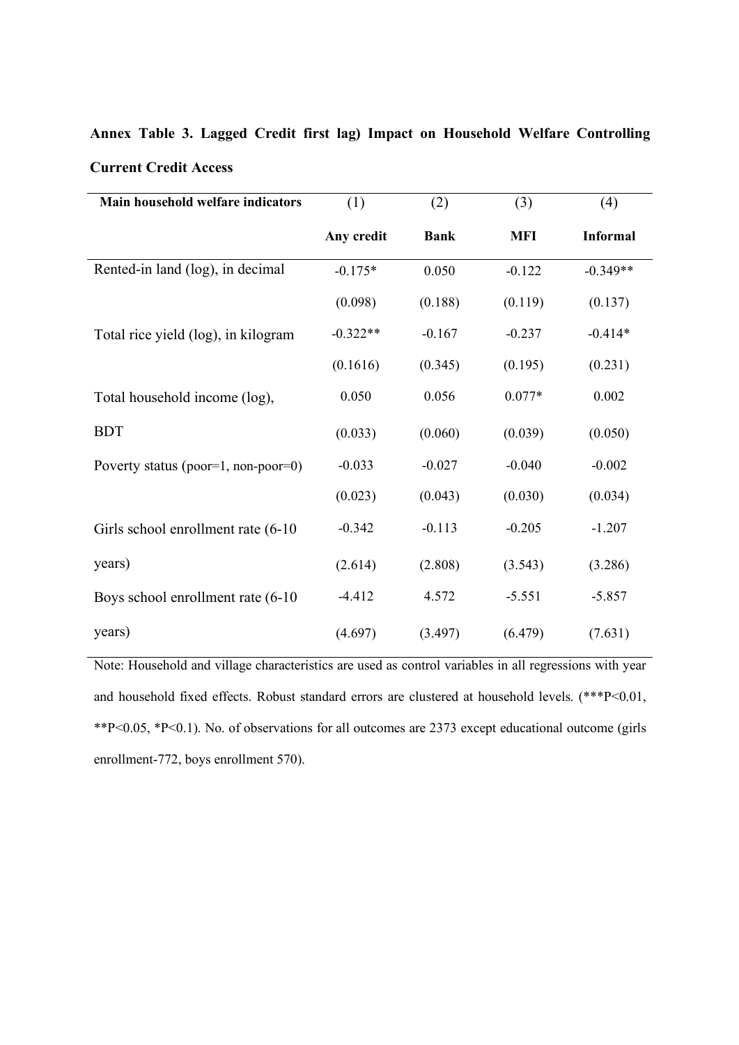**Annex Table 3. Lagged Credit first lag) Impact on Household Welfare Controlling Current Credit Access**

| Main household welfare indicators | (1) | (2) | (3) | (4) |
|---|---|---|---|---|
| | **Any credit** | **Bank** | **MFI** | **Informal** |
| Rented-in land (log), in decimal | -0.175* | 0.050 | -0.122 | -0.349** |
| | (0.098) | (0.188) | (0.119) | (0.137) |
| Total rice yield (log), in kilogram | -0.322** | -0.167 | -0.237 | -0.414* |
| | (0.1616) | (0.345) | (0.195) | (0.231) |
| Total household income (log), BDT | 0.050 | 0.056 | 0.077* | 0.002 |
| | (0.033) | (0.060) | (0.039) | (0.050) |
| Poverty status (poor=1, non-poor=0) | -0.033 | -0.027 | -0.040 | -0.002 |
| | (0.023) | (0.043) | (0.030) | (0.034) |
| Girls school enrollment rate (6-10 years) | -0.342 | -0.113 | -0.205 | -1.207 |
| | (2.614) | (2.808) | (3.543) | (3.286) |
| Boys school enrollment rate (6-10 years) | -4.412 | 4.572 | -5.551 | -5.857 |
| | (4.697) | (3.497) | (6.479) | (7.631) |

Note: Household and village characteristics are used as control variables in all regressions with year and household fixed effects. Robust standard errors are clustered at household levels. (***P<0.01, **P<0.05, *P<0.1). No. of observations for all outcomes are 2373 except educational outcome (girls enrollment-772, boys enrollment 570).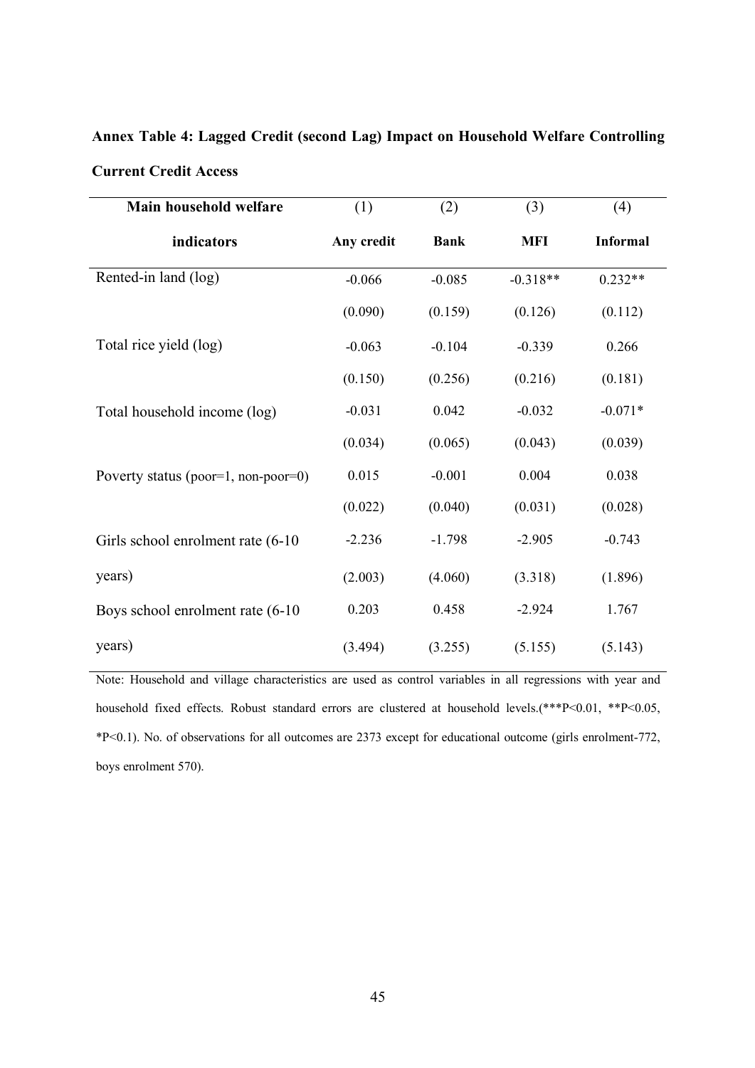**Annex Table 4: Lagged Credit (second Lag) Impact on Household Welfare Controlling Current Credit Access**

| Main household welfare indicators | (1) Any credit | (2) Bank | (3) MFI | (4) Informal |
|---|---|---|---|---|
| Rented-in land (log) | -0.066 | -0.085 | -0.318** | 0.232** |
| | (0.090) | (0.159) | (0.126) | (0.112) |
| Total rice yield (log) | -0.063 | -0.104 | -0.339 | 0.266 |
| | (0.150) | (0.256) | (0.216) | (0.181) |
| Total household income (log) | -0.031 | 0.042 | -0.032 | -0.071* |
| | (0.034) | (0.065) | (0.043) | (0.039) |
| Poverty status (poor=1, non-poor=0) | 0.015 | -0.001 | 0.004 | 0.038 |
| | (0.022) | (0.040) | (0.031) | (0.028) |
| Girls school enrolment rate (6-10 years) | -2.236 | -1.798 | -2.905 | -0.743 |
| | (2.003) | (4.060) | (3.318) | (1.896) |
| Boys school enrolment rate (6-10 years) | 0.203 | 0.458 | -2.924 | 1.767 |
| | (3.494) | (3.255) | (5.155) | (5.143) |

Note: Household and village characteristics are used as control variables in all regressions with year and household fixed effects. Robust standard errors are clustered at household levels.(***P<0.01, **P<0.05, *P<0.1). No. of observations for all outcomes are 2373 except for educational outcome (girls enrolment-772, boys enrolment 570).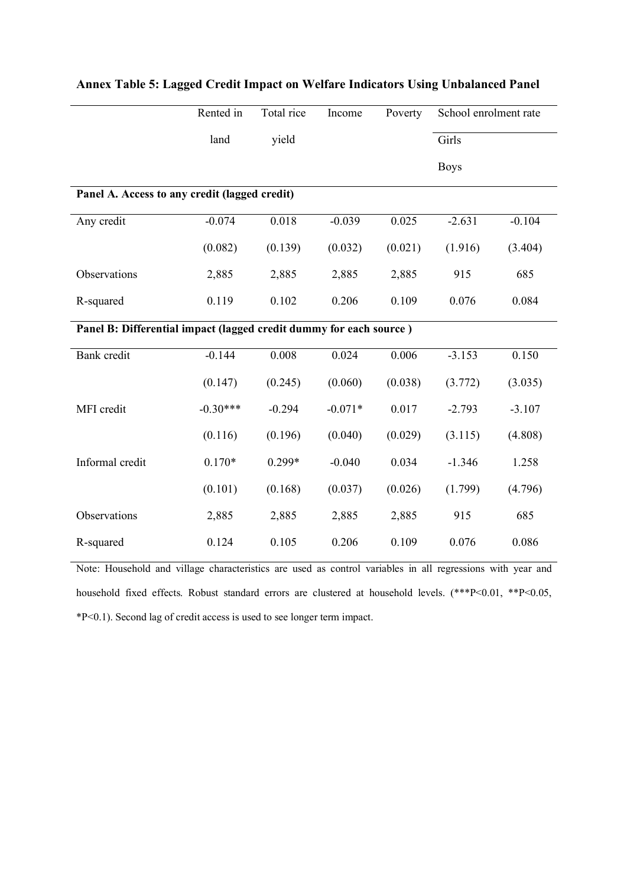**Annex Table 5: Lagged Credit Impact on Welfare Indicators Using Unbalanced Panel**

| | Rented in land | Total rice yield | Income | Poverty | School enrolment rate | |
|---|---|---|---|---|---|---|
| | | | | | Girls | Boys |
| **Panel A. Access to any credit (lagged credit)** | | | | | | |
| Any credit | -0.074 | 0.018 | -0.039 | 0.025 | -2.631 | -0.104 |
| | (0.082) | (0.139) | (0.032) | (0.021) | (1.916) | (3.404) |
| Observations | 2,885 | 2,885 | 2,885 | 2,885 | 915 | 685 |
| R-squared | 0.119 | 0.102 | 0.206 | 0.109 | 0.076 | 0.084 |
| **Panel B: Differential impact (lagged credit dummy for each source )** | | | | | | |
| Bank credit | -0.144 | 0.008 | 0.024 | 0.006 | -3.153 | 0.150 |
| | (0.147) | (0.245) | (0.060) | (0.038) | (3.772) | (3.035) |
| MFI credit | -0.30*** | -0.294 | -0.071* | 0.017 | -2.793 | -3.107 |
| | (0.116) | (0.196) | (0.040) | (0.029) | (3.115) | (4.808) |
| Informal credit | 0.170* | 0.299* | -0.040 | 0.034 | -1.346 | 1.258 |
| | (0.101) | (0.168) | (0.037) | (0.026) | (1.799) | (4.796) |
| Observations | 2,885 | 2,885 | 2,885 | 2,885 | 915 | 685 |
| R-squared | 0.124 | 0.105 | 0.206 | 0.109 | 0.076 | 0.086 |

Note: Household and village characteristics are used as control variables in all regressions with year and household fixed effects. Robust standard errors are clustered at household levels. (***P<0.01, **P<0.05, *P<0.1). Second lag of credit access is used to see longer term impact.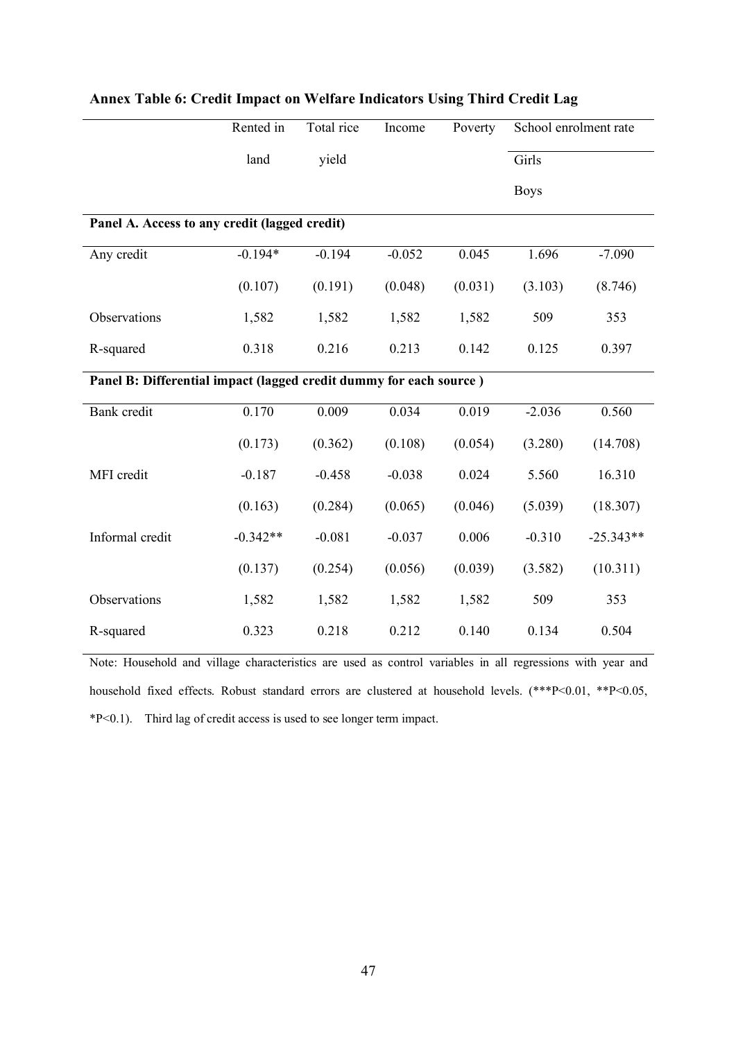**Annex Table 6: Credit Impact on Welfare Indicators Using Third Credit Lag**

| | Rented in land | Total rice yield | Income | Poverty | School enrolment rate | |
|---|---|---|---|---|---|---|
| | | | | | Girls | Boys |
| **Panel A. Access to any credit (lagged credit)** | | | | | | |
| Any credit | -0.194* | -0.194 | -0.052 | 0.045 | 1.696 | -7.090 |
| | (0.107) | (0.191) | (0.048) | (0.031) | (3.103) | (8.746) |
| Observations | 1,582 | 1,582 | 1,582 | 1,582 | 509 | 353 |
| R-squared | 0.318 | 0.216 | 0.213 | 0.142 | 0.125 | 0.397 |
| **Panel B: Differential impact (lagged credit dummy for each source )** | | | | | | |
| Bank credit | 0.170 | 0.009 | 0.034 | 0.019 | -2.036 | 0.560 |
| | (0.173) | (0.362) | (0.108) | (0.054) | (3.280) | (14.708) |
| MFI credit | -0.187 | -0.458 | -0.038 | 0.024 | 5.560 | 16.310 |
| | (0.163) | (0.284) | (0.065) | (0.046) | (5.039) | (18.307) |
| Informal credit | -0.342** | -0.081 | -0.037 | 0.006 | -0.310 | -25.343** |
| | (0.137) | (0.254) | (0.056) | (0.039) | (3.582) | (10.311) |
| Observations | 1,582 | 1,582 | 1,582 | 1,582 | 509 | 353 |
| R-squared | 0.323 | 0.218 | 0.212 | 0.140 | 0.134 | 0.504 |

Note: Household and village characteristics are used as control variables in all regressions with year and household fixed effects. Robust standard errors are clustered at household levels. (***P<0.01, **P<0.05, *P<0.1). Third lag of credit access is used to see longer term impact.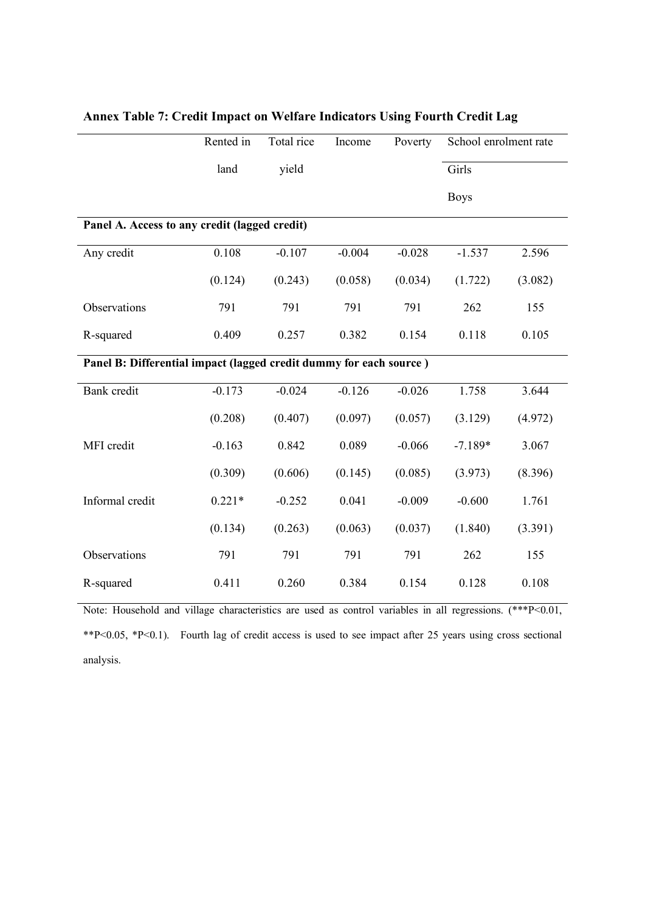**Annex Table 7: Credit Impact on Welfare Indicators Using Fourth Credit Lag**

| | Rented in land | Total rice yield | Income | Poverty | School enrolment rate | |
|---|---|---|---|---|---|---|
| | | | | | Girls | Boys |
| **Panel A. Access to any credit (lagged credit)** | | | | | | |
| Any credit | 0.108 | -0.107 | -0.004 | -0.028 | -1.537 | 2.596 |
| | (0.124) | (0.243) | (0.058) | (0.034) | (1.722) | (3.082) |
| Observations | 791 | 791 | 791 | 791 | 262 | 155 |
| R-squared | 0.409 | 0.257 | 0.382 | 0.154 | 0.118 | 0.105 |
| **Panel B: Differential impact (lagged credit dummy for each source )** | | | | | | |
| Bank credit | -0.173 | -0.024 | -0.126 | -0.026 | 1.758 | 3.644 |
| | (0.208) | (0.407) | (0.097) | (0.057) | (3.129) | (4.972) |
| MFI credit | -0.163 | 0.842 | 0.089 | -0.066 | -7.189* | 3.067 |
| | (0.309) | (0.606) | (0.145) | (0.085) | (3.973) | (8.396) |
| Informal credit | 0.221* | -0.252 | 0.041 | -0.009 | -0.600 | 1.761 |
| | (0.134) | (0.263) | (0.063) | (0.037) | (1.840) | (3.391) |
| Observations | 791 | 791 | 791 | 791 | 262 | 155 |
| R-squared | 0.411 | 0.260 | 0.384 | 0.154 | 0.128 | 0.108 |

Note: Household and village characteristics are used as control variables in all regressions. (***P<0.01, **P<0.05, *P<0.1). Fourth lag of credit access is used to see impact after 25 years using cross sectional analysis.